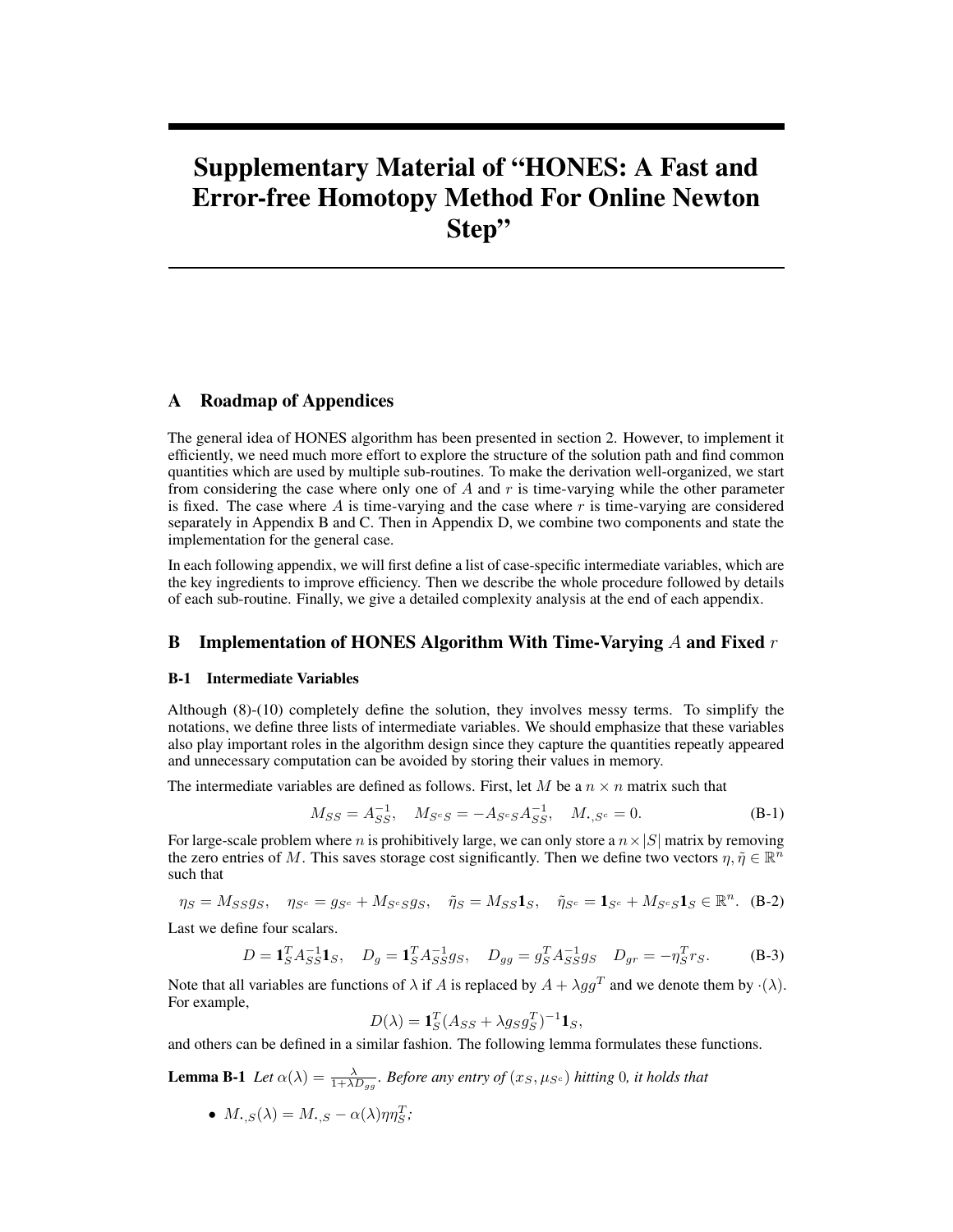# Supplementary Material of "HONES: A Fast and Error-free Homotopy Method For Online Newton Step"

## A Roadmap of Appendices

The general idea of HONES algorithm has been presented in section 2. However, to implement it efficiently, we need much more effort to explore the structure of the solution path and find common quantities which are used by multiple sub-routines. To make the derivation well-organized, we start from considering the case where only one of $A$ and $r$ is time-varying while the other parameter is fixed. The case where $A$ is time-varying and the case where $r$ is time-varying are considered separately in Appendix B and C. Then in Appendix D, we combine two components and state the implementation for the general case.

In each following appendix, we will first define a list of case-specific intermediate variables, which are the key ingredients to improve efficiency. Then we describe the whole procedure followed by details of each sub-routine. Finally, we give a detailed complexity analysis at the end of each appendix.

## B Implementation of HONES Algorithm With Time-Varying $A$ and Fixed $r$

### B-1 Intermediate Variables

Although (8)-(10) completely define the solution, they involves messy terms. To simplify the notations, we define three lists of intermediate variables. We should emphasize that these variables also play important roles in the algorithm design since they capture the quantities repeatly appeared and unnecessary computation can be avoided by storing their values in memory.

The intermediate variables are defined as follows. First, let $M$ be a $n \times n$ matrix such that

$$M_{SS} = A_{SS}^{-1}, \quad M_{S^cS} = -A_{S^cS}A_{SS}^{-1}, \quad M_{\cdot,S^c} = 0. \tag{B-1}$$

For large-scale problem where $n$ is prohibitively large, we can only store a $n \times |S|$ matrix by removing the zero entries of $M$. This saves storage cost significantly. Then we define two vectors $\eta, \tilde{\eta} \in \mathbb{R}^n$ such that

$$\eta_S = M_{SS}g_S, \quad \eta_{S^c} = g_{S^c} + M_{S^cS}g_S, \quad \tilde{\eta}_S = M_{SS}\mathbf{1}_S, \quad \tilde{\eta}_{S^c} = \mathbf{1}_{S^c} + M_{S^cS}\mathbf{1}_S \in \mathbb{R}^n. \tag{B-2}$$

Last we define four scalars.

$$D = \mathbf{1}_S^T A_{SS}^{-1}\mathbf{1}_S, \quad D_g = \mathbf{1}_S^T A_{SS}^{-1}g_S, \quad D_{gg} = g_S^T A_{SS}^{-1}g_S \quad D_{gr} = -\eta_S^T r_S. \tag{B-3}$$

Note that all variables are functions of $\lambda$ if $A$ is replaced by $A + \lambda gg^T$ and we denote them by $\cdot(\lambda)$. For example,

$$D(\lambda) = \mathbf{1}_S^T(A_{SS} + \lambda g_S g_S^T)^{-1}\mathbf{1}_S,$$

and others can be defined in a similar fashion. The following lemma formulates these functions.

**Lemma B-1** *Let $\alpha(\lambda) = \frac{\lambda}{1+\lambda D_{gg}}$. Before any entry of $(x_S, \mu_{S^c})$ hitting 0, it holds that*

- $M_{\cdot,S}(\lambda) = M_{\cdot,S} - \alpha(\lambda)\eta\eta_S^T$;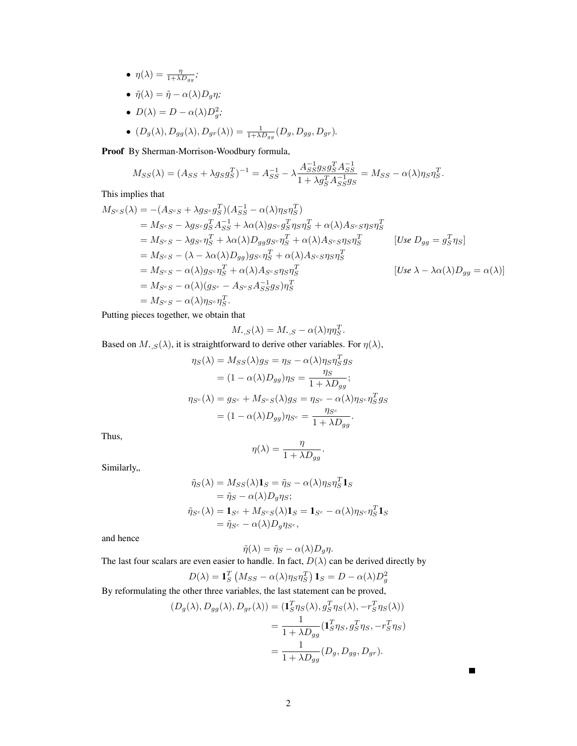- $\eta(\lambda) = \frac{\eta}{1+\lambda D_{gg}}$;
- $\tilde{\eta}(\lambda) = \tilde{\eta} - \alpha(\lambda) D_g \eta$;
- $D(\lambda) = D - \alpha(\lambda) D_g^2$;
- $(D_g(\lambda), D_{gg}(\lambda), D_{gr}(\lambda)) = \frac{1}{1+\lambda D_{gg}}(D_g, D_{gg}, D_{gr})$.

**Proof** By Sherman-Morrison-Woodbury formula,

$$M_{SS}(\lambda) = (A_{SS} + \lambda g_S g_S^T)^{-1} = A_{SS}^{-1} - \lambda \frac{A_{SS}^{-1} g_S g_S^T A_{SS}^{-1}}{1 + \lambda g_S^T A_{SS}^{-1} g_S} = M_{SS} - \alpha(\lambda) \eta_S \eta_S^T.$$

This implies that

$$\begin{aligned}
M_{S^cS}(\lambda) &= -(A_{S^cS} + \lambda g_{S^c} g_S^T)(A_{SS}^{-1} - \alpha(\lambda)\eta_S \eta_S^T) \\
&= M_{S^cS} - \lambda g_{S^c} g_S^T A_{SS}^{-1} + \lambda \alpha(\lambda) g_{S^c} g_S^T \eta_S \eta_S^T + \alpha(\lambda) A_{S^cS} \eta_S \eta_S^T \\
&= M_{S^cS} - \lambda g_{S^c} \eta_S^T + \lambda \alpha(\lambda) D_{gg} g_{S^c} \eta_S^T + \alpha(\lambda) A_{S^cS} \eta_S \eta_S^T \qquad [\textit{Use } D_{gg} = g_S^T \eta_S] \\
&= M_{S^cS} - (\lambda - \lambda\alpha(\lambda) D_{gg}) g_{S^c} \eta_S^T + \alpha(\lambda) A_{S^cS} \eta_S \eta_S^T \\
&= M_{S^cS} - \alpha(\lambda) g_{S^c} \eta_S^T + \alpha(\lambda) A_{S^cS} \eta_S \eta_S^T \qquad [\textit{Use } \lambda - \lambda\alpha(\lambda) D_{gg} = \alpha(\lambda)] \\
&= M_{S^cS} - \alpha(\lambda)(g_{S^c} - A_{S^cS} A_{SS}^{-1} g_S) \eta_S^T \\
&= M_{S^cS} - \alpha(\lambda) \eta_{S^c} \eta_S^T.
\end{aligned}$$

Putting pieces together, we obtain that

$$M_{\cdot,S}(\lambda) = M_{\cdot,S} - \alpha(\lambda) \eta \eta_S^T.$$

Based on $M_{\cdot,S}(\lambda)$, it is straightforward to derive other variables. For $\eta(\lambda)$,

$$\begin{aligned}
\eta_S(\lambda) &= M_{SS}(\lambda) g_S = \eta_S - \alpha(\lambda) \eta_S \eta_S^T g_S \\
&= (1 - \alpha(\lambda) D_{gg}) \eta_S = \frac{\eta_S}{1 + \lambda D_{gg}}; \\
\eta_{S^c}(\lambda) &= g_{S^c} + M_{S^cS}(\lambda) g_S = \eta_{S^c} - \alpha(\lambda) \eta_{S^c} \eta_S^T g_S \\
&= (1 - \alpha(\lambda) D_{gg}) \eta_{S^c} = \frac{\eta_{S^c}}{1 + \lambda D_{gg}}.
\end{aligned}$$

Thus,

$$\eta(\lambda) = \frac{\eta}{1 + \lambda D_{gg}}.$$

Similarly,,

$$\begin{aligned}
\tilde{\eta}_S(\lambda) &= M_{SS}(\lambda) \mathbf{1}_S = \tilde{\eta}_S - \alpha(\lambda) \eta_S \eta_S^T \mathbf{1}_S \\
&= \tilde{\eta}_S - \alpha(\lambda) D_g \eta_S; \\
\tilde{\eta}_{S^c}(\lambda) &= \mathbf{1}_{S^c} + M_{S^cS}(\lambda) \mathbf{1}_S = \mathbf{1}_{S^c} - \alpha(\lambda) \eta_{S^c} \eta_S^T \mathbf{1}_S \\
&= \tilde{\eta}_{S^c} - \alpha(\lambda) D_g \eta_{S^c},
\end{aligned}$$

and hence

$$\tilde{\eta}(\lambda) = \tilde{\eta}_S - \alpha(\lambda) D_g \eta.$$

The last four scalars are even easier to handle. In fact, $D(\lambda)$ can be derived directly by

$$D(\lambda) = \mathbf{1}_S^T \left( M_{SS} - \alpha(\lambda) \eta_S \eta_S^T \right) \mathbf{1}_S = D - \alpha(\lambda) D_g^2$$

By reformulating the other three variables, the last statement can be proved,

$$\begin{aligned}
(D_g(\lambda), D_{gg}(\lambda), D_{gr}(\lambda)) &= (\mathbf{1}_S^T \eta_S(\lambda), g_S^T \eta_S(\lambda), -r_S^T \eta_S(\lambda)) \\
&= \frac{1}{1 + \lambda D_{gg}} (\mathbf{1}_S^T \eta_S, g_S^T \eta_S, -r_S^T \eta_S) \\
&= \frac{1}{1 + \lambda D_{gg}} (D_g, D_{gg}, D_{gr}).
\end{aligned}$$

■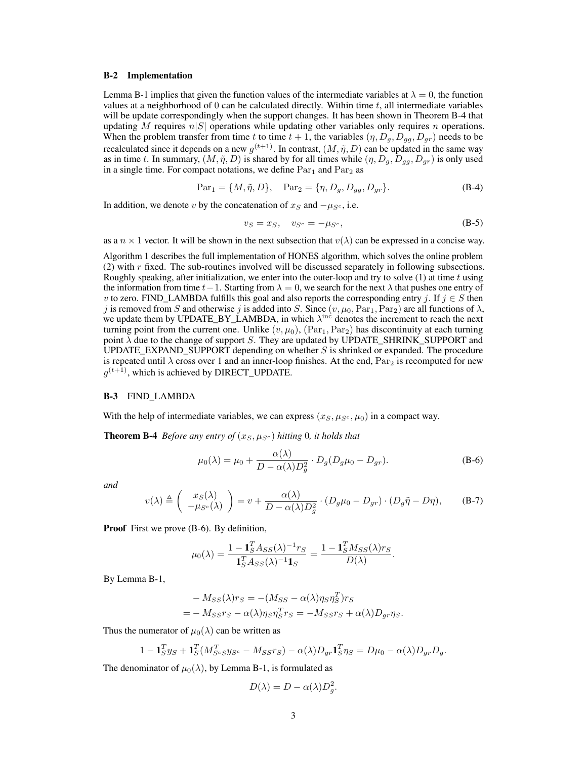### B-2 Implementation

Lemma B-1 implies that given the function values of the intermediate variables at $\lambda = 0$, the function values at a neighborhood of 0 can be calculated directly. Within time $t$, all intermediate variables will be update correspondingly when the support changes. It has been shown in Theorem B-4 that updating $M$ requires $n|S|$ operations while updating other variables only requires $n$ operations. When the problem transfer from time $t$ to time $t+1$, the variables $(\eta, D_g, D_{gg}, D_{gr})$ needs to be recalculated since it depends on a new $g^{(t+1)}$. In contrast, $(M, \tilde{\eta}, D)$ can be updated in the same way as in time $t$. In summary, $(M, \tilde{\eta}, D)$ is shared by for all times while $(\eta, D_g, D_{gg}, D_{gr})$ is only used in a single time. For compact notations, we define $\mathrm{Par}_1$ and $\mathrm{Par}_2$ as

$$\mathrm{Par}_1 = \{M, \tilde{\eta}, D\}, \quad \mathrm{Par}_2 = \{\eta, D_g, D_{gg}, D_{gr}\}. \tag{B-4}$$

In addition, we denote $v$ by the concatenation of $x_S$ and $-\mu_{S^c}$, i.e.

$$v_S = x_S, \quad v_{S^c} = -\mu_{S^c}, \tag{B-5}$$

as a $n \times 1$ vector. It will be shown in the next subsection that $v(\lambda)$ can be expressed in a concise way.

Algorithm 1 describes the full implementation of HONES algorithm, which solves the online problem (2) with $r$ fixed. The sub-routines involved will be discussed separately in following subsections. Roughly speaking, after initialization, we enter into the outer-loop and try to solve (1) at time $t$ using the information from time $t-1$. Starting from $\lambda = 0$, we search for the next $\lambda$ that pushes one entry of $v$ to zero. FIND_LAMBDA fulfills this goal and also reports the corresponding entry $j$. If $j \in S$ then $j$ is removed from $S$ and otherwise $j$ is added into $S$. Since $(v, \mu_0, \mathrm{Par}_1, \mathrm{Par}_2)$ are all functions of $\lambda$, we update them by UPDATE_BY_LAMBDA, in which $\lambda^{\mathrm{inc}}$ denotes the increment to reach the next turning point from the current one. Unlike $(v, \mu_0)$, $(\mathrm{Par}_1, \mathrm{Par}_2)$ has discontinuity at each turning point $\lambda$ due to the change of support $S$. They are updated by UPDATE_SHRINK_SUPPORT and UPDATE_EXPAND_SUPPORT depending on whether $S$ is shrinked or expanded. The procedure is repeated until $\lambda$ cross over 1 and an inner-loop finishes. At the end, $\mathrm{Par}_2$ is recomputed for new $g^{(t+1)}$, which is achieved by DIRECT_UPDATE.

### B-3 FIND_LAMBDA

With the help of intermediate variables, we can express $(x_S, \mu_{S^c}, \mu_0)$ in a compact way.

**Theorem B-4** *Before any entry of $(x_S, \mu_{S^c})$ hitting 0, it holds that*

$$\mu_0(\lambda) = \mu_0 + \frac{\alpha(\lambda)}{D - \alpha(\lambda) D_g^2} \cdot D_g (D_g \mu_0 - D_{gr}). \tag{B-6}$$

*and*

$$v(\lambda) \triangleq \begin{pmatrix} x_S(\lambda) \\ -\mu_{S^c}(\lambda) \end{pmatrix} = v + \frac{\alpha(\lambda)}{D - \alpha(\lambda) D_g^2} \cdot (D_g \mu_0 - D_{gr}) \cdot (D_g \tilde{\eta} - D\eta), \tag{B-7}$$

**Proof** First we prove (B-6). By definition,

$$\mu_0(\lambda) = \frac{1 - \mathbf{1}_S^T A_{SS}(\lambda)^{-1} r_S}{\mathbf{1}_S^T A_{SS}(\lambda)^{-1} \mathbf{1}_S} = \frac{1 - \mathbf{1}_S^T M_{SS}(\lambda) r_S}{D(\lambda)}.$$

By Lemma B-1,

$$\begin{aligned} &- M_{SS}(\lambda) r_S = -(M_{SS} - \alpha(\lambda) \eta_S \eta_S^T) r_S \\ =& - M_{SS} r_S - \alpha(\lambda) \eta_S \eta_S^T r_S = -M_{SS} r_S + \alpha(\lambda) D_{gr} \eta_S. \end{aligned}$$

Thus the numerator of $\mu_0(\lambda)$ can be written as

$$1 - \mathbf{1}_S^T y_S + \mathbf{1}_S^T (M_{S^c S}^T y_{S^c} - M_{SS} r_S) - \alpha(\lambda) D_{gr} \mathbf{1}_S^T \eta_S = D\mu_0 - \alpha(\lambda) D_{gr} D_g.$$

The denominator of $\mu_0(\lambda)$, by Lemma B-1, is formulated as

$$D(\lambda) = D - \alpha(\lambda) D_g^2.$$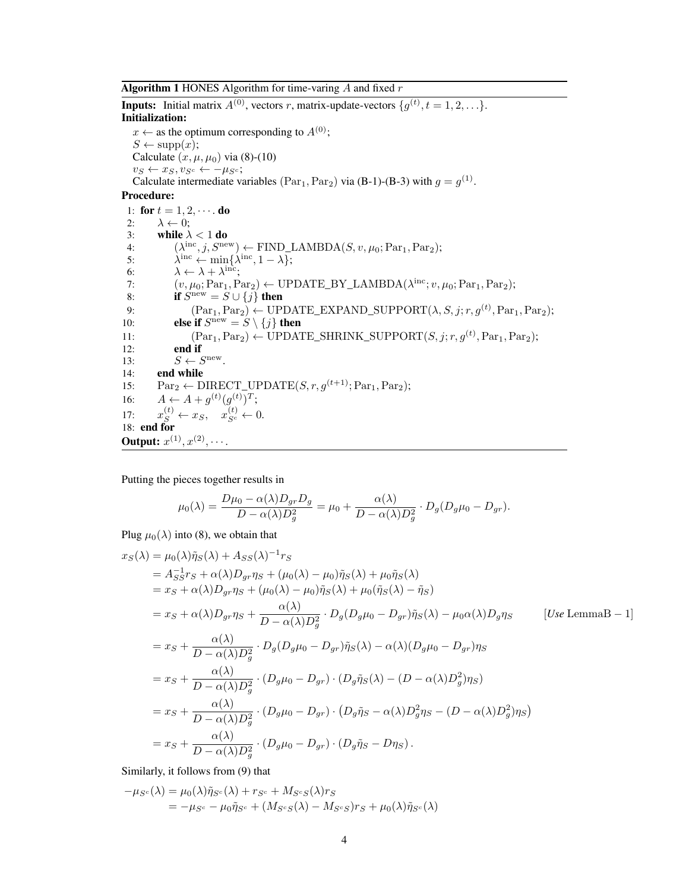**Algorithm 1** HONES Algorithm for time-varing $A$ and fixed $r$

---

**Inputs:** Initial matrix $A^{(0)}$, vectors $r$, matrix-update-vectors $\{g^{(t)}, t = 1, 2, \ldots\}$.

**Initialization:**

$x \leftarrow$ as the optimum corresponding to $A^{(0)}$;
$S \leftarrow \mathrm{supp}(x)$;
Calculate $(x, \mu, \mu_0)$ via (8)-(10)
$v_S \leftarrow x_S, v_{S^c} \leftarrow -\mu_{S^c}$;
Calculate intermediate variables $(\mathrm{Par}_1, \mathrm{Par}_2)$ via (B-1)-(B-3) with $g = g^{(1)}$.

**Procedure:**

1: **for** $t = 1, 2, \cdots$ **do**
2: $\quad\lambda \leftarrow 0$;
3: $\quad$**while** $\lambda < 1$ **do**
4: $\quad\quad(\lambda^{\mathrm{inc}}, j, S^{\mathrm{new}}) \leftarrow$ FIND_LAMBDA$(S, v, \mu_0; \mathrm{Par}_1, \mathrm{Par}_2)$;
5: $\quad\quad\lambda^{\mathrm{inc}} \leftarrow \min\{\lambda^{\mathrm{inc}}, 1 - \lambda\}$;
6: $\quad\quad\lambda \leftarrow \lambda + \lambda^{\mathrm{inc}}$;
7: $\quad\quad(v, \mu_0; \mathrm{Par}_1, \mathrm{Par}_2) \leftarrow$ UPDATE_BY_LAMBDA$(\lambda^{\mathrm{inc}}; v, \mu_0; \mathrm{Par}_1, \mathrm{Par}_2)$;
8: $\quad\quad$**if** $S^{\mathrm{new}} = S \cup \{j\}$ **then**
9: $\quad\quad\quad(\mathrm{Par}_1, \mathrm{Par}_2) \leftarrow$ UPDATE_EXPAND_SUPPORT$(\lambda, S, j; r, g^{(t)}, \mathrm{Par}_1, \mathrm{Par}_2)$;
10: $\quad\quad$**else if** $S^{\mathrm{new}} = S \setminus \{j\}$ **then**
11: $\quad\quad\quad(\mathrm{Par}_1, \mathrm{Par}_2) \leftarrow$ UPDATE_SHRINK_SUPPORT$(S, j; r, g^{(t)}, \mathrm{Par}_1, \mathrm{Par}_2)$;
12: $\quad\quad$**end if**
13: $\quad\quad S \leftarrow S^{\mathrm{new}}$.
14: $\quad$**end while**
15: $\quad\mathrm{Par}_2 \leftarrow$ DIRECT_UPDATE$(S, r, g^{(t+1)}; \mathrm{Par}_1, \mathrm{Par}_2)$;
16: $\quad A \leftarrow A + g^{(t)}(g^{(t)})^T$;
17: $\quad x_S^{(t)} \leftarrow x_S, \quad x_{S^c}^{(t)} \leftarrow 0$.
18: **end for**

**Output:** $x^{(1)}, x^{(2)}, \cdots$.

---

Putting the pieces together results in

$$\mu_0(\lambda) = \frac{D\mu_0 - \alpha(\lambda)D_{gr}D_g}{D - \alpha(\lambda)D_g^2} = \mu_0 + \frac{\alpha(\lambda)}{D - \alpha(\lambda)D_g^2} \cdot D_g(D_g\mu_0 - D_{gr}).$$

Plug $\mu_0(\lambda)$ into (8), we obtain that

$$\begin{aligned}
x_S(\lambda) &= \mu_0(\lambda)\tilde{\eta}_S(\lambda) + A_{SS}(\lambda)^{-1}r_S \\
&= A_{SS}^{-1}r_S + \alpha(\lambda)D_{gr}\eta_S + (\mu_0(\lambda) - \mu_0)\tilde{\eta}_S(\lambda) + \mu_0\tilde{\eta}_S(\lambda) \\
&= x_S + \alpha(\lambda)D_{gr}\eta_S + (\mu_0(\lambda) - \mu_0)\tilde{\eta}_S(\lambda) + \mu_0(\tilde{\eta}_S(\lambda) - \tilde{\eta}_S) \\
&= x_S + \alpha(\lambda)D_{gr}\eta_S + \frac{\alpha(\lambda)}{D - \alpha(\lambda)D_g^2} \cdot D_g(D_g\mu_0 - D_{gr})\tilde{\eta}_S(\lambda) - \mu_0\alpha(\lambda)D_g\eta_S \qquad [\textit{Use}\ \text{LemmaB}-1] \\
&= x_S + \frac{\alpha(\lambda)}{D - \alpha(\lambda)D_g^2} \cdot D_g(D_g\mu_0 - D_{gr})\tilde{\eta}_S(\lambda) - \alpha(\lambda)(D_g\mu_0 - D_{gr})\eta_S \\
&= x_S + \frac{\alpha(\lambda)}{D - \alpha(\lambda)D_g^2} \cdot (D_g\mu_0 - D_{gr}) \cdot (D_g\tilde{\eta}_S(\lambda) - (D - \alpha(\lambda)D_g^2)\eta_S) \\
&= x_S + \frac{\alpha(\lambda)}{D - \alpha(\lambda)D_g^2} \cdot (D_g\mu_0 - D_{gr}) \cdot \left(D_g\tilde{\eta}_S - \alpha(\lambda)D_g^2\eta_S - (D - \alpha(\lambda)D_g^2)\eta_S\right) \\
&= x_S + \frac{\alpha(\lambda)}{D - \alpha(\lambda)D_g^2} \cdot (D_g\mu_0 - D_{gr}) \cdot (D_g\tilde{\eta}_S - D\eta_S).
\end{aligned}$$

Similarly, it follows from (9) that

$$\begin{aligned}
-\mu_{S^c}(\lambda) &= \mu_0(\lambda)\tilde{\eta}_{S^c}(\lambda) + r_{S^c} + M_{S^cS}(\lambda)r_S \\
&= -\mu_{S^c} - \mu_0\tilde{\eta}_{S^c} + (M_{S^cS}(\lambda) - M_{S^cS})r_S + \mu_0(\lambda)\tilde{\eta}_{S^c}(\lambda)
\end{aligned}$$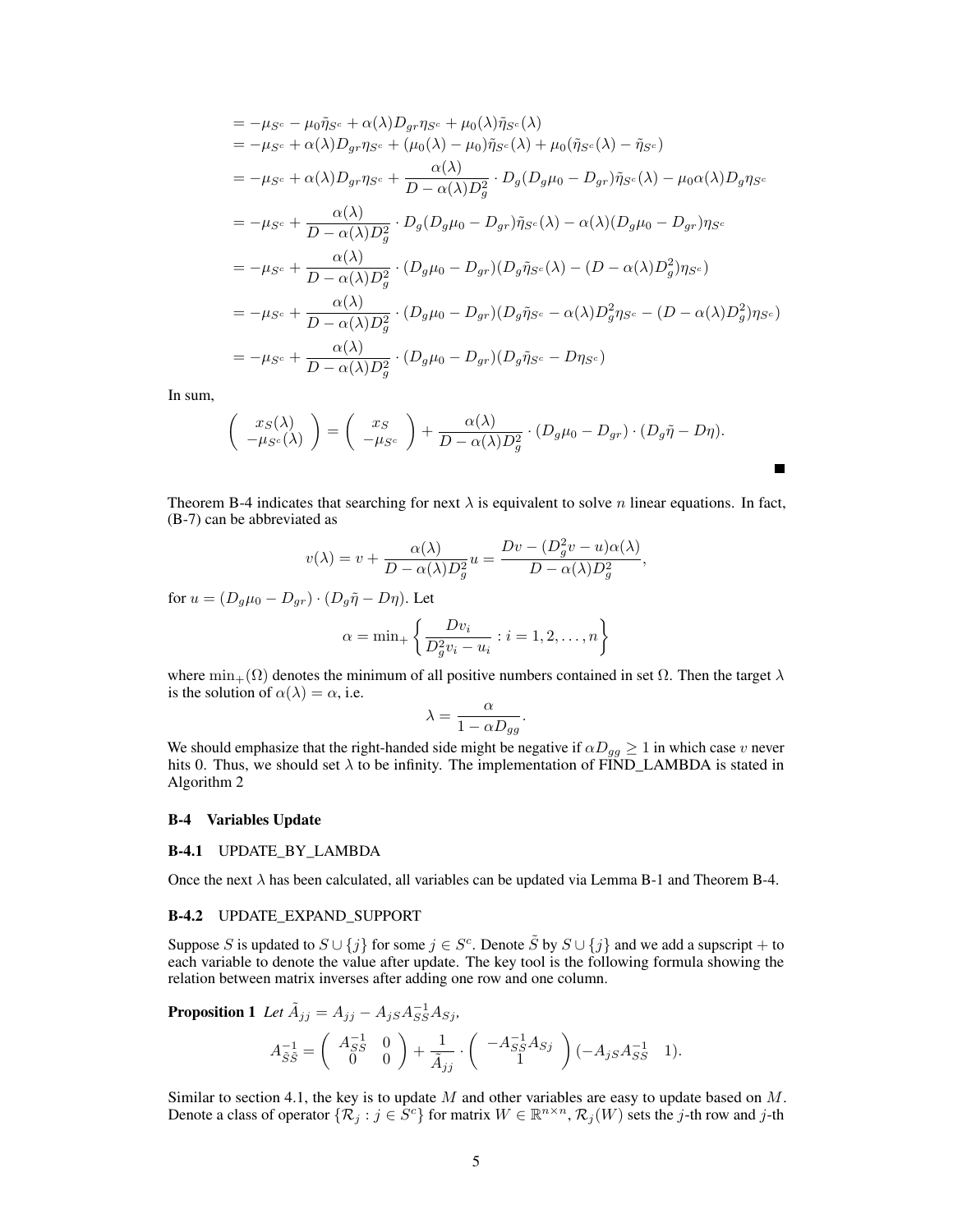$$
\begin{aligned}
&= -\mu_{S^c} - \mu_0 \tilde{\eta}_{S^c} + \alpha(\lambda) D_{gr} \eta_{S^c} + \mu_0(\lambda) \tilde{\eta}_{S^c}(\lambda) \\
&= -\mu_{S^c} + \alpha(\lambda) D_{gr} \eta_{S^c} + (\mu_0(\lambda) - \mu_0) \tilde{\eta}_{S^c}(\lambda) + \mu_0 (\tilde{\eta}_{S^c}(\lambda) - \tilde{\eta}_{S^c}) \\
&= -\mu_{S^c} + \alpha(\lambda) D_{gr} \eta_{S^c} + \frac{\alpha(\lambda)}{D - \alpha(\lambda) D_g^2} \cdot D_g (D_g \mu_0 - D_{gr}) \tilde{\eta}_{S^c}(\lambda) - \mu_0 \alpha(\lambda) D_g \eta_{S^c} \\
&= -\mu_{S^c} + \frac{\alpha(\lambda)}{D - \alpha(\lambda) D_g^2} \cdot D_g (D_g \mu_0 - D_{gr}) \tilde{\eta}_{S^c}(\lambda) - \alpha(\lambda)(D_g \mu_0 - D_{gr}) \eta_{S^c} \\
&= -\mu_{S^c} + \frac{\alpha(\lambda)}{D - \alpha(\lambda) D_g^2} \cdot (D_g \mu_0 - D_{gr})(D_g \tilde{\eta}_{S^c}(\lambda) - (D - \alpha(\lambda) D_g^2) \eta_{S^c}) \\
&= -\mu_{S^c} + \frac{\alpha(\lambda)}{D - \alpha(\lambda) D_g^2} \cdot (D_g \mu_0 - D_{gr})(D_g \tilde{\eta}_{S^c} - \alpha(\lambda) D_g^2 \eta_{S^c} - (D - \alpha(\lambda) D_g^2) \eta_{S^c}) \\
&= -\mu_{S^c} + \frac{\alpha(\lambda)}{D - \alpha(\lambda) D_g^2} \cdot (D_g \mu_0 - D_{gr})(D_g \tilde{\eta}_{S^c} - D \eta_{S^c})
\end{aligned}
$$

In sum,

$$
\begin{pmatrix} x_S(\lambda) \\ -\mu_{S^c}(\lambda) \end{pmatrix} = \begin{pmatrix} x_S \\ -\mu_{S^c} \end{pmatrix} + \frac{\alpha(\lambda)}{D - \alpha(\lambda) D_g^2} \cdot (D_g \mu_0 - D_{gr}) \cdot (D_g \tilde{\eta} - D\eta).
$$

■

Theorem B-4 indicates that searching for next $\lambda$ is equivalent to solve $n$ linear equations. In fact, (B-7) can be abbreviated as

$$
v(\lambda) = v + \frac{\alpha(\lambda)}{D - \alpha(\lambda) D_g^2} u = \frac{Dv - (D_g^2 v - u)\alpha(\lambda)}{D - \alpha(\lambda) D_g^2},
$$

for $u = (D_g \mu_0 - D_{gr}) \cdot (D_g \tilde{\eta} - D\eta)$. Let

$$
\alpha = \min{}_+ \left\{ \frac{D v_i}{D_g^2 v_i - u_i} : i = 1, 2, \ldots, n \right\}
$$

where $\min_+(\Omega)$ denotes the minimum of all positive numbers contained in set $\Omega$. Then the target $\lambda$ is the solution of $\alpha(\lambda) = \alpha$, i.e.

$$
\lambda = \frac{\alpha}{1 - \alpha D_{gg}}.
$$

We should emphasize that the right-handed side might be negative if $\alpha D_{gg} \geq 1$ in which case $v$ never hits 0. Thus, we should set $\lambda$ to be infinity. The implementation of FIND_LAMBDA is stated in Algorithm 2

### B-4 Variables Update

#### B-4.1 UPDATE_BY_LAMBDA

Once the next $\lambda$ has been calculated, all variables can be updated via Lemma B-1 and Theorem B-4.

#### B-4.2 UPDATE_EXPAND_SUPPORT

Suppose $S$ is updated to $S \cup \{j\}$ for some $j \in S^c$. Denote $\tilde{S}$ by $S \cup \{j\}$ and we add a supscript $+$ to each variable to denote the value after update. The key tool is the following formula showing the relation between matrix inverses after adding one row and one column.

**Proposition 1** *Let* $\tilde{A}_{jj} = A_{jj} - A_{jS} A_{SS}^{-1} A_{Sj}$,

$$
A_{\tilde{S}\tilde{S}}^{-1} = \begin{pmatrix} A_{SS}^{-1} & 0 \\ 0 & 0 \end{pmatrix} + \frac{1}{\tilde{A}_{jj}} \cdot \begin{pmatrix} -A_{SS}^{-1} A_{Sj} \\ 1 \end{pmatrix} (-A_{jS} A_{SS}^{-1} \quad 1).
$$

Similar to section 4.1, the key is to update $M$ and other variables are easy to update based on $M$. Denote a class of operator $\{\mathcal{R}_j : j \in S^c\}$ for matrix $W \in \mathbb{R}^{n \times n}$, $\mathcal{R}_j(W)$ sets the $j$-th row and $j$-th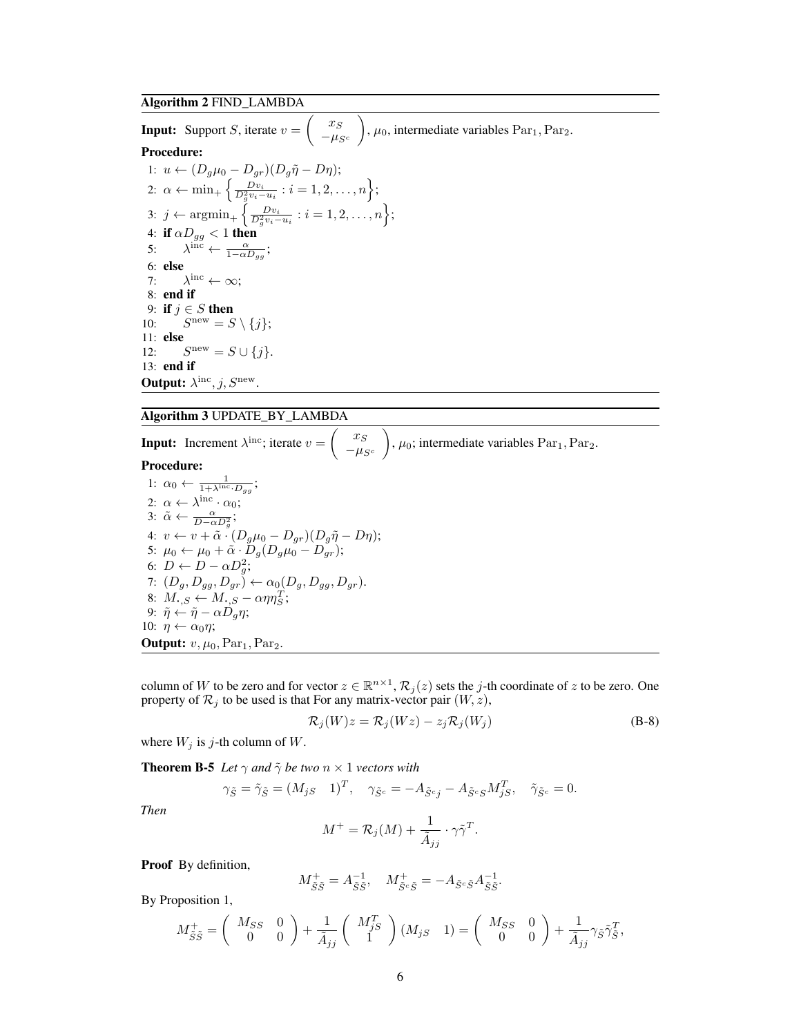**Algorithm 2** FIND_LAMBDA

---

**Input:** Support $S$, iterate $v = \begin{pmatrix} x_S \\ -\mu_{S^c} \end{pmatrix}$, $\mu_0$, intermediate variables $\mathrm{Par}_1, \mathrm{Par}_2$.

**Procedure:**

1: $u \leftarrow (D_g \mu_0 - D_{gr})(D_g \tilde{\eta} - D\eta)$;
2: $\alpha \leftarrow \min_+ \left\{ \frac{Dv_i}{D_g^2 v_i - u_i} : i = 1, 2, \ldots, n \right\}$;
3: $j \leftarrow \mathrm{argmin}_+ \left\{ \frac{Dv_i}{D_g^2 v_i - u_i} : i = 1, 2, \ldots, n \right\}$;
4: **if** $\alpha D_{gg} < 1$ **then**
5: $\quad \lambda^{\mathrm{inc}} \leftarrow \frac{\alpha}{1 - \alpha D_{gg}}$;
6: **else**
7: $\quad \lambda^{\mathrm{inc}} \leftarrow \infty$;
8: **end if**
9: **if** $j \in S$ **then**
10: $\quad S^{\mathrm{new}} = S \setminus \{j\}$;
11: **else**
12: $\quad S^{\mathrm{new}} = S \cup \{j\}$.
13: **end if**

**Output:** $\lambda^{\mathrm{inc}}, j, S^{\mathrm{new}}$.

---

**Algorithm 3** UPDATE_BY_LAMBDA

---

**Input:** Increment $\lambda^{\mathrm{inc}}$; iterate $v = \begin{pmatrix} x_S \\ -\mu_{S^c} \end{pmatrix}$, $\mu_0$; intermediate variables $\mathrm{Par}_1, \mathrm{Par}_2$.

**Procedure:**

1: $\alpha_0 \leftarrow \frac{1}{1 + \lambda^{\mathrm{inc}} \cdot D_{gg}}$;
2: $\alpha \leftarrow \lambda^{\mathrm{inc}} \cdot \alpha_0$;
3: $\tilde{\alpha} \leftarrow \frac{\alpha}{D - \alpha D_g^2}$;
4: $v \leftarrow v + \tilde{\alpha} \cdot (D_g \mu_0 - D_{gr})(D_g \tilde{\eta} - D\eta)$;
5: $\mu_0 \leftarrow \mu_0 + \tilde{\alpha} \cdot D_g (D_g \mu_0 - D_{gr})$;
6: $D \leftarrow D - \alpha D_g^2$;
7: $(D_g, D_{gg}, D_{gr}) \leftarrow \alpha_0 (D_g, D_{gg}, D_{gr})$.
8: $M_{\cdot, S} \leftarrow M_{\cdot, S} - \alpha \eta \eta_S^T$;
9: $\tilde{\eta} \leftarrow \tilde{\eta} - \alpha D_g \eta$;
10: $\eta \leftarrow \alpha_0 \eta$;

**Output:** $v, \mu_0, \mathrm{Par}_1, \mathrm{Par}_2$.

---

column of $W$ to be zero and for vector $z \in \mathbb{R}^{n \times 1}$, $\mathcal{R}_j(z)$ sets the $j$-th coordinate of $z$ to be zero. One property of $\mathcal{R}_j$ to be used is that For any matrix-vector pair $(W, z)$,

$$\mathcal{R}_j(W) z = \mathcal{R}_j(Wz) - z_j \mathcal{R}_j(W_j) \tag{B-8}$$

where $W_j$ is $j$-th column of $W$.

**Theorem B-5** *Let $\gamma$ and $\tilde{\gamma}$ be two $n \times 1$ vectors with*

$$\gamma_{\tilde{S}} = \tilde{\gamma}_{\tilde{S}} = \begin{pmatrix} M_{jS} & 1 \end{pmatrix}^T, \quad \gamma_{\tilde{S}^c} = -A_{\tilde{S}^c j} - A_{\tilde{S}^c S} M_{jS}^T, \quad \tilde{\gamma}_{\tilde{S}^c} = 0.$$

*Then*

$$M^+ = \mathcal{R}_j(M) + \frac{1}{\tilde{A}_{jj}} \cdot \gamma \tilde{\gamma}^T.$$

**Proof** By definition,

$$M^+_{\tilde{S}\tilde{S}} = A^{-1}_{\tilde{S}\tilde{S}}, \quad M^+_{\tilde{S}^c \tilde{S}} = -A_{\tilde{S}^c \tilde{S}} A^{-1}_{\tilde{S}\tilde{S}}.$$

By Proposition 1,

$$M^+_{\tilde{S}\tilde{S}} = \begin{pmatrix} M_{SS} & 0 \\ 0 & 0 \end{pmatrix} + \frac{1}{\tilde{A}_{jj}} \begin{pmatrix} M_{jS}^T \\ 1 \end{pmatrix} \begin{pmatrix} M_{jS} & 1 \end{pmatrix} = \begin{pmatrix} M_{SS} & 0 \\ 0 & 0 \end{pmatrix} + \frac{1}{\tilde{A}_{jj}} \gamma_{\tilde{S}} \tilde{\gamma}_{\tilde{S}}^T,$$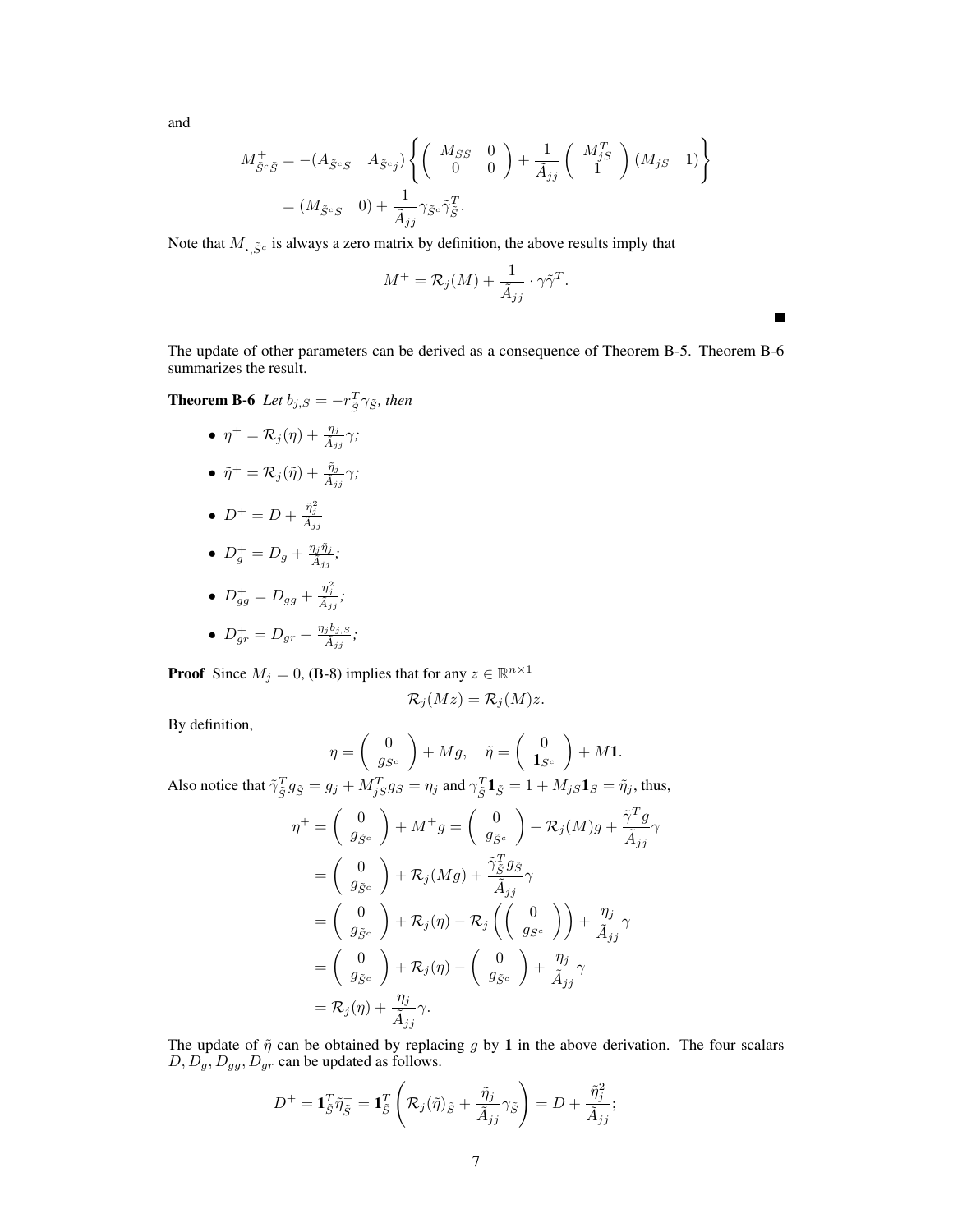and

$$
\begin{aligned}
M^+_{\tilde{S}^c\tilde{S}} &= -(A_{\tilde{S}^c S} \quad A_{\tilde{S}^c j}) \left\{ \begin{pmatrix} M_{SS} & 0 \\ 0 & 0 \end{pmatrix} + \frac{1}{\tilde{A}_{jj}} \begin{pmatrix} M_{jS}^T \\ 1 \end{pmatrix} (M_{jS} \quad 1) \right\} \\
&= (M_{\tilde{S}^c S} \quad 0) + \frac{1}{\tilde{A}_{jj}} \gamma_{\tilde{S}^c} \tilde{\gamma}_{\tilde{S}}^T.
\end{aligned}
$$

Note that $M_{\cdot,\tilde{S}^c}$ is always a zero matrix by definition, the above results imply that

$$
M^+ = \mathcal{R}_j(M) + \frac{1}{\tilde{A}_{jj}} \cdot \gamma \tilde{\gamma}^T.
$$

■

The update of other parameters can be derived as a consequence of Theorem B-5. Theorem B-6 summarizes the result.

**Theorem B-6** *Let $b_{j,S} = -r_{\tilde{S}}^T \gamma_{\tilde{S}}$, then*

- $\eta^+ = \mathcal{R}_j(\eta) + \frac{\eta_j}{\tilde{A}_{jj}} \gamma$;
- $\tilde{\eta}^+ = \mathcal{R}_j(\tilde{\eta}) + \frac{\tilde{\eta}_j}{\tilde{A}_{jj}} \gamma$;
- $D^+ = D + \frac{\tilde{\eta}_j^2}{\tilde{A}_{jj}}$
- $D_g^+ = D_g + \frac{\eta_j \tilde{\eta}_j}{\tilde{A}_{jj}}$;
- $D_{gg}^+ = D_{gg} + \frac{\eta_j^2}{\tilde{A}_{jj}}$;
- $D_{gr}^+ = D_{gr} + \frac{\eta_j b_{j,S}}{\tilde{A}_{jj}}$;

**Proof** Since $M_j = 0$, (B-8) implies that for any $z \in \mathbb{R}^{n \times 1}$

$$
\mathcal{R}_j(Mz) = \mathcal{R}_j(M)z.
$$

By definition,

$$
\eta = \begin{pmatrix} 0 \\ g_{S^c} \end{pmatrix} + Mg, \quad \tilde{\eta} = \begin{pmatrix} 0 \\ \mathbf{1}_{S^c} \end{pmatrix} + M\mathbf{1}.
$$

Also notice that $\tilde{\gamma}_{\tilde{S}}^T g_{\tilde{S}} = g_j + M_{jS}^T g_S = \eta_j$ and $\gamma_{\tilde{S}}^T \mathbf{1}_{\tilde{S}} = 1 + M_{jS}\mathbf{1}_S = \tilde{\eta}_j$, thus,

$$
\begin{aligned}
\eta^+ &= \begin{pmatrix} 0 \\ g_{\tilde{S}^c} \end{pmatrix} + M^+ g = \begin{pmatrix} 0 \\ g_{\tilde{S}^c} \end{pmatrix} + \mathcal{R}_j(M)g + \frac{\tilde{\gamma}^T g}{\tilde{A}_{jj}} \gamma \\
&= \begin{pmatrix} 0 \\ g_{\tilde{S}^c} \end{pmatrix} + \mathcal{R}_j(Mg) + \frac{\tilde{\gamma}_{\tilde{S}}^T g_{\tilde{S}}}{\tilde{A}_{jj}} \gamma \\
&= \begin{pmatrix} 0 \\ g_{\tilde{S}^c} \end{pmatrix} + \mathcal{R}_j(\eta) - \mathcal{R}_j\left( \begin{pmatrix} 0 \\ g_{S^c} \end{pmatrix} \right) + \frac{\eta_j}{\tilde{A}_{jj}} \gamma \\
&= \begin{pmatrix} 0 \\ g_{\tilde{S}^c} \end{pmatrix} + \mathcal{R}_j(\eta) - \begin{pmatrix} 0 \\ g_{\tilde{S}^c} \end{pmatrix} + \frac{\eta_j}{\tilde{A}_{jj}} \gamma \\
&= \mathcal{R}_j(\eta) + \frac{\eta_j}{\tilde{A}_{jj}} \gamma.
\end{aligned}
$$

The update of $\tilde{\eta}$ can be obtained by replacing $g$ by $\mathbf{1}$ in the above derivation. The four scalars $D, D_g, D_{gg}, D_{gr}$ can be updated as follows.

$$
D^+ = \mathbf{1}_{\tilde{S}}^T \tilde{\eta}_{\tilde{S}}^+ = \mathbf{1}_{\tilde{S}}^T \left( \mathcal{R}_j(\tilde{\eta})_{\tilde{S}} + \frac{\tilde{\eta}_j}{\tilde{A}_{jj}} \gamma_{\tilde{S}} \right) = D + \frac{\tilde{\eta}_j^2}{\tilde{A}_{jj}};
$$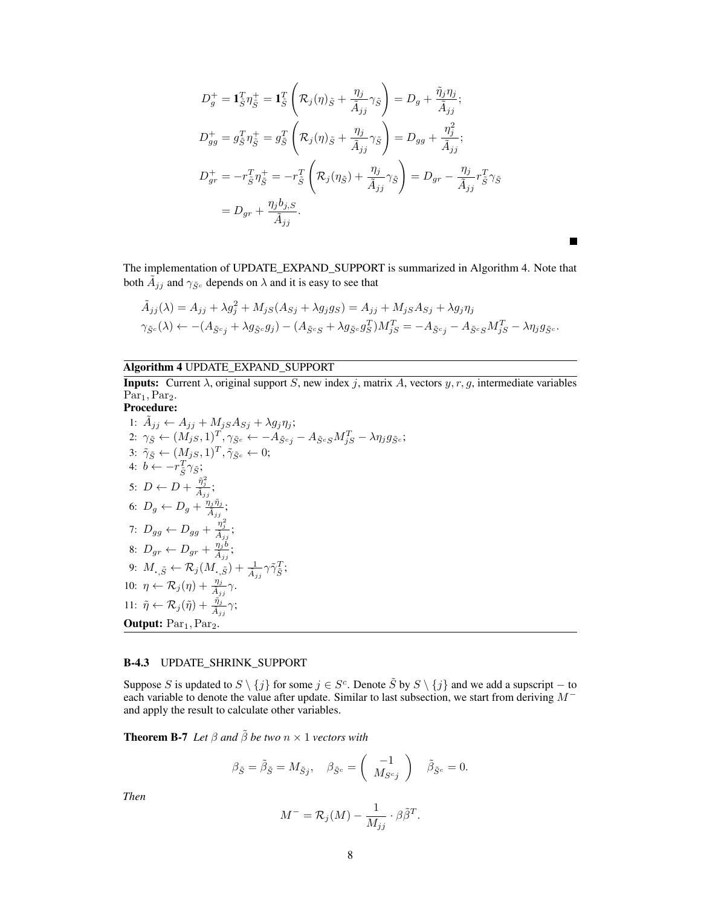$$
\begin{aligned}
D_g^+ &= \mathbf{1}_{\tilde{S}}^T \eta_{\tilde{S}}^+ = \mathbf{1}_{\tilde{S}}^T \left( \mathcal{R}_j(\eta)_{\tilde{S}} + \frac{\eta_j}{\tilde{A}_{jj}} \gamma_{\tilde{S}} \right) = D_g + \frac{\tilde{\eta}_j \eta_j}{\tilde{A}_{jj}}; \\
D_{gg}^+ &= g_{\tilde{S}}^T \eta_{\tilde{S}}^+ = g_{\tilde{S}}^T \left( \mathcal{R}_j(\eta)_{\tilde{S}} + \frac{\eta_j}{\tilde{A}_{jj}} \gamma_{\tilde{S}} \right) = D_{gg} + \frac{\eta_j^2}{\tilde{A}_{jj}}; \\
D_{gr}^+ &= -r_{\tilde{S}}^T \eta_{\tilde{S}}^+ = -r_{\tilde{S}}^T \left( \mathcal{R}_j(\eta_{\tilde{S}}) + \frac{\eta_j}{\tilde{A}_{jj}} \gamma_{\tilde{S}} \right) = D_{gr} - \frac{\eta_j}{\tilde{A}_{jj}} r_{\tilde{S}}^T \gamma_{\tilde{S}} \\
&= D_{gr} + \frac{\eta_j b_{j,S}}{\tilde{A}_{jj}}.
\end{aligned}
$$

■

The implementation of UPDATE_EXPAND_SUPPORT is summarized in Algorithm 4. Note that both $\tilde{A}_{jj}$ and $\gamma_{\tilde{S}^c}$ depends on $\lambda$ and it is easy to see that

$$
\begin{aligned}
&\tilde{A}_{jj}(\lambda) = A_{jj} + \lambda g_j^2 + M_{jS}(A_{Sj} + \lambda g_j g_S) = A_{jj} + M_{jS} A_{Sj} + \lambda g_j \eta_j \\
&\gamma_{\tilde{S}^c}(\lambda) \leftarrow -(A_{\tilde{S}^c j} + \lambda g_{\tilde{S}^c} g_j) - (A_{\tilde{S}^c S} + \lambda g_{\tilde{S}^c} g_S^T) M_{jS}^T = -A_{\tilde{S}^c j} - A_{\tilde{S}^c S} M_{jS}^T - \lambda \eta_j g_{\tilde{S}^c}.
\end{aligned}
$$

**Algorithm 4** UPDATE_EXPAND_SUPPORT

**Inputs:** Current $\lambda$, original support $S$, new index $j$, matrix $A$, vectors $y, r, g$, intermediate variables $\mathrm{Par}_1, \mathrm{Par}_2$.

**Procedure:**

1: $\tilde{A}_{jj} \leftarrow A_{jj} + M_{jS} A_{Sj} + \lambda g_j \eta_j$;
2: $\gamma_{\tilde{S}} \leftarrow (M_{jS}, 1)^T, \gamma_{\tilde{S}^c} \leftarrow -A_{\tilde{S}^c j} - A_{\tilde{S}^c S} M_{jS}^T - \lambda \eta_j g_{\tilde{S}^c}$;
3: $\tilde{\gamma}_{\tilde{S}} \leftarrow (M_{jS}, 1)^T, \tilde{\gamma}_{\tilde{S}^c} \leftarrow 0$;
4: $b \leftarrow -r_{\tilde{S}}^T \gamma_{\tilde{S}}$;
5: $D \leftarrow D + \frac{\tilde{\eta}_j^2}{\tilde{A}_{jj}}$;
6: $D_g \leftarrow D_g + \frac{\eta_j \tilde{\eta}_j}{\tilde{A}_{jj}}$;
7: $D_{gg} \leftarrow D_{gg} + \frac{\eta_j^2}{\tilde{A}_{jj}}$;
8: $D_{gr} \leftarrow D_{gr} + \frac{\eta_j b}{\tilde{A}_{jj}}$;
9: $M_{\cdot,\tilde{S}} \leftarrow \mathcal{R}_j(M_{\cdot,\tilde{S}}) + \frac{1}{\tilde{A}_{jj}} \gamma \tilde{\gamma}_{\tilde{S}}^T$;
10: $\eta \leftarrow \mathcal{R}_j(\eta) + \frac{\eta_j}{\tilde{A}_{jj}} \gamma$.
11: $\tilde{\eta} \leftarrow \mathcal{R}_j(\tilde{\eta}) + \frac{\tilde{\eta}_j}{\tilde{A}_{jj}} \gamma$;

**Output:** $\mathrm{Par}_1, \mathrm{Par}_2$.

### B-4.3 UPDATE_SHRINK_SUPPORT

Suppose $S$ is updated to $S \setminus \{j\}$ for some $j \in S^c$. Denote $\tilde{S}$ by $S \setminus \{j\}$ and we add a supscript $-$ to each variable to denote the value after update. Similar to last subsection, we start from deriving $M^-$ and apply the result to calculate other variables.

**Theorem B-7** *Let $\beta$ and $\tilde{\beta}$ be two $n \times 1$ vectors with*

$$
\beta_{\tilde{S}} = \tilde{\beta}_{\tilde{S}} = M_{\tilde{S}j}, \quad \beta_{\tilde{S}^c} = \begin{pmatrix} -1 \\ M_{S^c j} \end{pmatrix} \quad \tilde{\beta}_{\tilde{S}^c} = 0.
$$

*Then*

$$
M^- = \mathcal{R}_j(M) - \frac{1}{M_{jj}} \cdot \beta \tilde{\beta}^T.
$$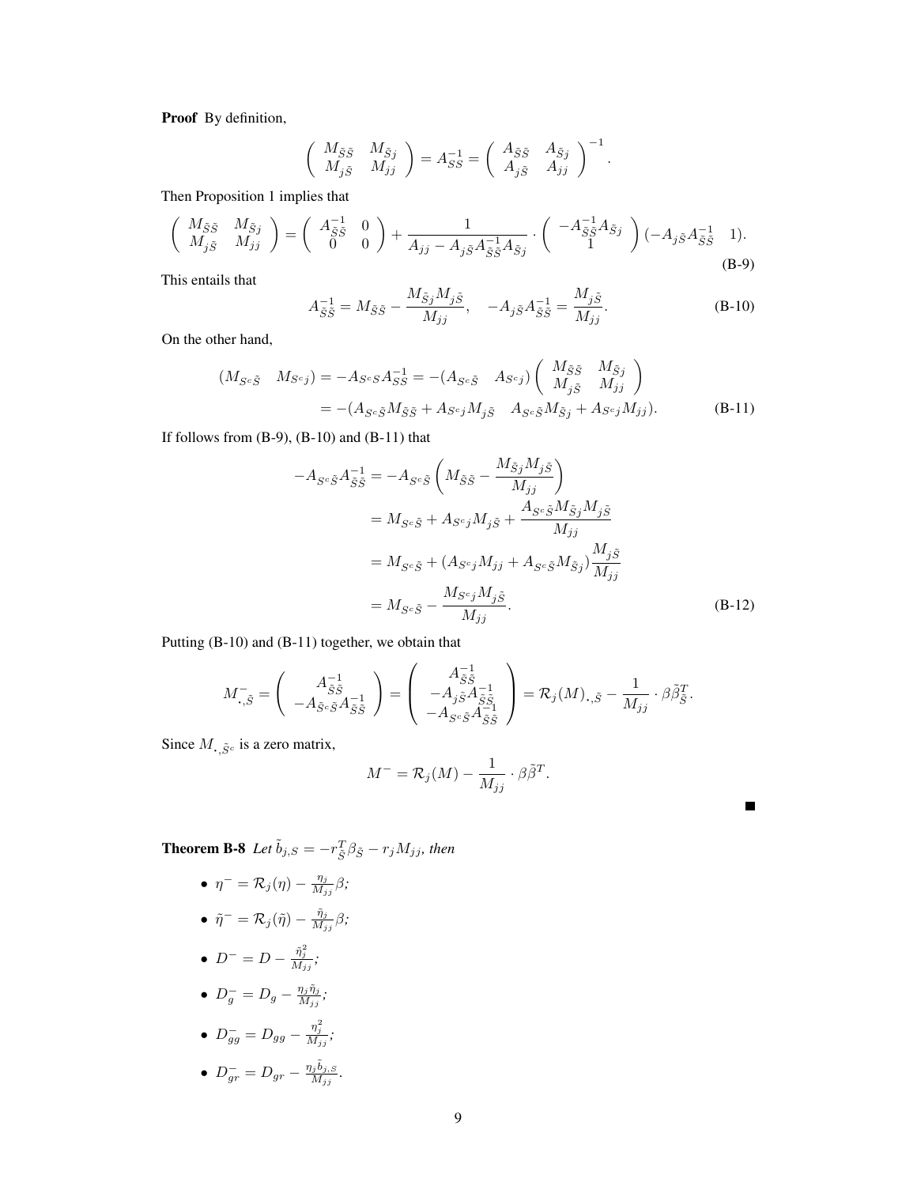**Proof** By definition,

$$\begin{pmatrix} M_{\tilde{S}\tilde{S}} & M_{\tilde{S}j} \\ M_{j\tilde{S}} & M_{jj} \end{pmatrix} = A_{SS}^{-1} = \begin{pmatrix} A_{\tilde{S}\tilde{S}} & A_{\tilde{S}j} \\ A_{j\tilde{S}} & A_{jj} \end{pmatrix}^{-1}.$$

Then Proposition 1 implies that

$$\begin{pmatrix} M_{\tilde{S}\tilde{S}} & M_{\tilde{S}j} \\ M_{j\tilde{S}} & M_{jj} \end{pmatrix} = \begin{pmatrix} A_{\tilde{S}\tilde{S}}^{-1} & 0 \\ 0 & 0 \end{pmatrix} + \frac{1}{A_{jj} - A_{j\tilde{S}} A_{\tilde{S}\tilde{S}}^{-1} A_{\tilde{S}j}} \cdot \begin{pmatrix} -A_{\tilde{S}\tilde{S}}^{-1} A_{\tilde{S}j} \\ 1 \end{pmatrix} (-A_{j\tilde{S}} A_{\tilde{S}\tilde{S}}^{-1} \quad 1). \tag{B-9}$$

This entails that

$$A_{\tilde{S}\tilde{S}}^{-1} = M_{\tilde{S}\tilde{S}} - \frac{M_{\tilde{S}j} M_{j\tilde{S}}}{M_{jj}}, \quad -A_{j\tilde{S}} A_{\tilde{S}\tilde{S}}^{-1} = \frac{M_{j\tilde{S}}}{M_{jj}}. \tag{B-10}$$

On the other hand,

$$\begin{aligned} (M_{S^c\tilde{S}} \quad M_{S^cj}) &= -A_{S^cS} A_{SS}^{-1} = -(A_{S^c\tilde{S}} \quad A_{S^cj}) \begin{pmatrix} M_{\tilde{S}\tilde{S}} & M_{\tilde{S}j} \\ M_{j\tilde{S}} & M_{jj} \end{pmatrix} \\ &= -(A_{S^c\tilde{S}} M_{\tilde{S}\tilde{S}} + A_{S^cj} M_{j\tilde{S}} \quad A_{S^c\tilde{S}} M_{\tilde{S}j} + A_{S^cj} M_{jj}). \end{aligned} \tag{B-11}$$

If follows from (B-9), (B-10) and (B-11) that

$$\begin{aligned} -A_{S^c\tilde{S}} A_{\tilde{S}\tilde{S}}^{-1} &= -A_{S^c\tilde{S}} \left( M_{\tilde{S}\tilde{S}} - \frac{M_{\tilde{S}j} M_{j\tilde{S}}}{M_{jj}} \right) \\ &= M_{S^c\tilde{S}} + A_{S^cj} M_{j\tilde{S}} + \frac{A_{S^c\tilde{S}} M_{\tilde{S}j} M_{j\tilde{S}}}{M_{jj}} \\ &= M_{S^c\tilde{S}} + (A_{S^cj} M_{jj} + A_{S^c\tilde{S}} M_{\tilde{S}j}) \frac{M_{j\tilde{S}}}{M_{jj}} \\ &= M_{S^c\tilde{S}} - \frac{M_{S^cj} M_{j\tilde{S}}}{M_{jj}}. \end{aligned} \tag{B-12}$$

Putting (B-10) and (B-11) together, we obtain that

$$M^-_{\cdot,\tilde{S}} = \begin{pmatrix} A_{\tilde{S}\tilde{S}}^{-1} \\ -A_{\tilde{S}^c\tilde{S}} A_{\tilde{S}\tilde{S}}^{-1} \end{pmatrix} = \begin{pmatrix} A_{\tilde{S}\tilde{S}}^{-1} \\ -A_{j\tilde{S}} A_{\tilde{S}\tilde{S}}^{-1} \\ -A_{S^c\tilde{S}} A_{\tilde{S}\tilde{S}}^{-1} \end{pmatrix} = \mathcal{R}_j(M)_{\cdot,\tilde{S}} - \frac{1}{M_{jj}} \cdot \beta \tilde{\beta}_{\tilde{S}}^T.$$

Since $M_{\cdot,\tilde{S}^c}$ is a zero matrix,

$$M^- = \mathcal{R}_j(M) - \frac{1}{M_{jj}} \cdot \beta \tilde{\beta}^T.$$

■

**Theorem B-8** *Let $\tilde{b}_{j,S} = -r_{\tilde{S}}^T \beta_{\tilde{S}} - r_j M_{jj}$, then*

- $\eta^- = \mathcal{R}_j(\eta) - \frac{\eta_j}{M_{jj}} \beta$;
- $\tilde{\eta}^- = \mathcal{R}_j(\tilde{\eta}) - \frac{\tilde{\eta}_j}{M_{jj}} \beta$;
- $D^- = D - \frac{\tilde{\eta}_j^2}{M_{jj}}$;
- $D_g^- = D_g - \frac{\eta_j \tilde{\eta}_j}{M_{jj}}$;
- $D_{gg}^- = D_{gg} - \frac{\eta_j^2}{M_{jj}}$;
- $D_{gr}^- = D_{gr} - \frac{\eta_j \tilde{b}_{j,S}}{M_{jj}}$.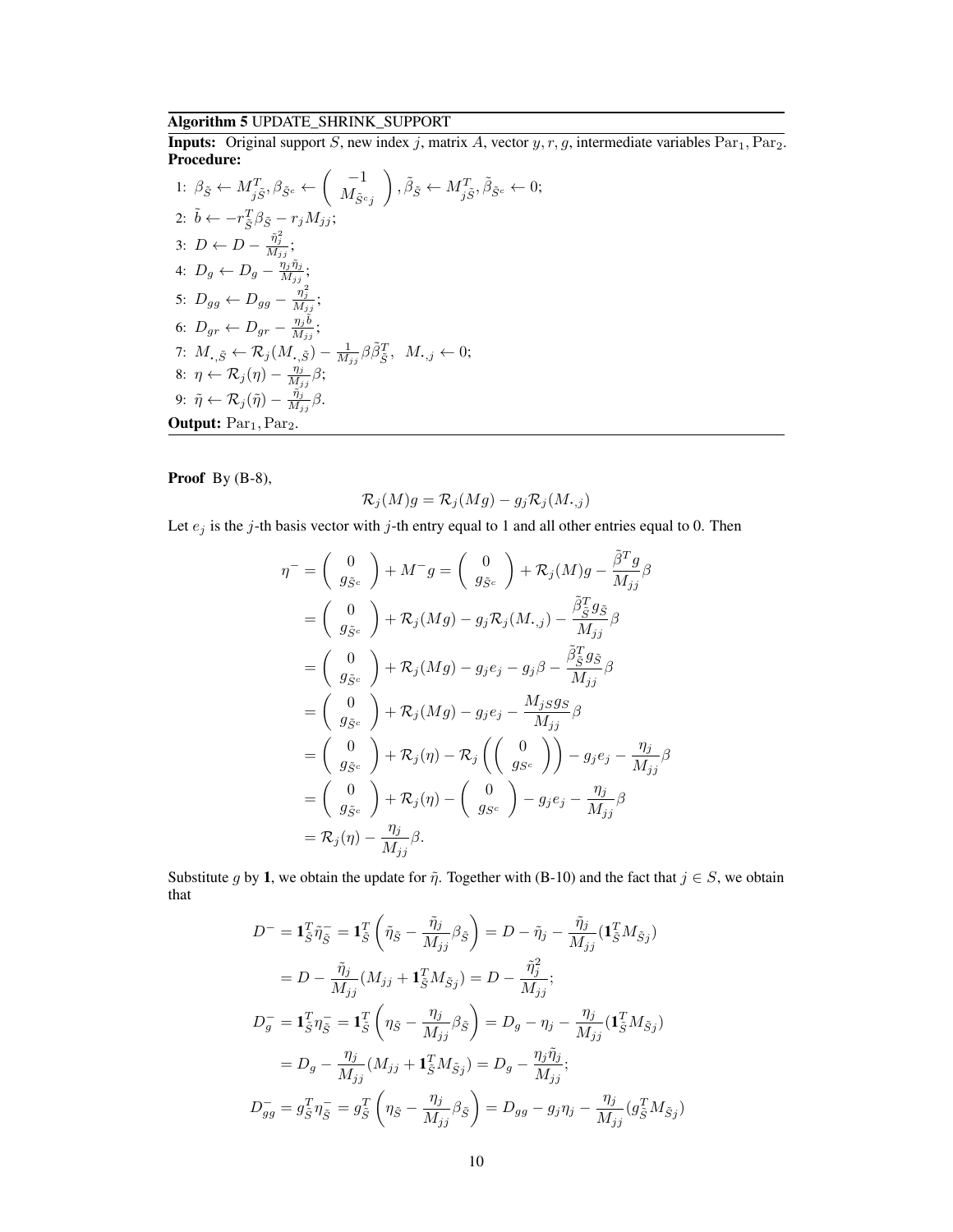**Algorithm 5** UPDATE_SHRINK_SUPPORT

**Inputs:** Original support $S$, new index $j$, matrix $A$, vector $y, r, g$, intermediate variables $\text{Par}_1, \text{Par}_2$.
**Procedure:**

1: $\beta_{\tilde{S}} \leftarrow M_{j\tilde{S}}^T, \beta_{\tilde{S}^c} \leftarrow \begin{pmatrix} -1 \\ M_{\tilde{S}^c j} \end{pmatrix}, \tilde{\beta}_{\tilde{S}} \leftarrow M_{j\tilde{S}}^T, \tilde{\beta}_{\tilde{S}^c} \leftarrow 0;$

2: $\tilde{b} \leftarrow -r_{\tilde{S}}^T \beta_{\tilde{S}} - r_j M_{jj};$

3: $D \leftarrow D - \frac{\tilde{\eta}_j^2}{M_{jj}};$

4: $D_g \leftarrow D_g - \frac{\eta_j \tilde{\eta}_j}{M_{jj}};$

5: $D_{gg} \leftarrow D_{gg} - \frac{\eta_j^2}{M_{jj}};$

6: $D_{gr} \leftarrow D_{gr} - \frac{\eta_j \tilde{b}}{M_{jj}};$

7: $M_{\cdot,\tilde{S}} \leftarrow \mathcal{R}_j(M_{\cdot,\tilde{S}}) - \frac{1}{M_{jj}} \beta \tilde{\beta}_{\tilde{S}}^T, \ \ M_{\cdot,j} \leftarrow 0;$

8: $\eta \leftarrow \mathcal{R}_j(\eta) - \frac{\eta_j}{M_{jj}} \beta;$

9: $\tilde{\eta} \leftarrow \mathcal{R}_j(\tilde{\eta}) - \frac{\tilde{\eta}_j}{M_{jj}} \beta.$

**Output:** $\text{Par}_1, \text{Par}_2.$

**Proof** By (B-8),

$$\mathcal{R}_j(M)g = \mathcal{R}_j(Mg) - g_j \mathcal{R}_j(M_{\cdot,j})$$

Let $e_j$ is the $j$-th basis vector with $j$-th entry equal to 1 and all other entries equal to 0. Then

$$\begin{aligned}
\eta^- &= \begin{pmatrix} 0 \\ g_{\tilde{S}^c} \end{pmatrix} + M^- g = \begin{pmatrix} 0 \\ g_{\tilde{S}^c} \end{pmatrix} + \mathcal{R}_j(M)g - \frac{\tilde{\beta}^T g}{M_{jj}} \beta \\
&= \begin{pmatrix} 0 \\ g_{\tilde{S}^c} \end{pmatrix} + \mathcal{R}_j(Mg) - g_j \mathcal{R}_j(M_{\cdot,j}) - \frac{\tilde{\beta}_{\tilde{S}}^T g_{\tilde{S}}}{M_{jj}} \beta \\
&= \begin{pmatrix} 0 \\ g_{\tilde{S}^c} \end{pmatrix} + \mathcal{R}_j(Mg) - g_j e_j - g_j \beta - \frac{\tilde{\beta}_{\tilde{S}}^T g_{\tilde{S}}}{M_{jj}} \beta \\
&= \begin{pmatrix} 0 \\ g_{\tilde{S}^c} \end{pmatrix} + \mathcal{R}_j(Mg) - g_j e_j - \frac{M_{jS} g_S}{M_{jj}} \beta \\
&= \begin{pmatrix} 0 \\ g_{\tilde{S}^c} \end{pmatrix} + \mathcal{R}_j(\eta) - \mathcal{R}_j\left(\begin{pmatrix} 0 \\ g_{S^c} \end{pmatrix}\right) - g_j e_j - \frac{\eta_j}{M_{jj}} \beta \\
&= \begin{pmatrix} 0 \\ g_{\tilde{S}^c} \end{pmatrix} + \mathcal{R}_j(\eta) - \begin{pmatrix} 0 \\ g_{S^c} \end{pmatrix} - g_j e_j - \frac{\eta_j}{M_{jj}} \beta \\
&= \mathcal{R}_j(\eta) - \frac{\eta_j}{M_{jj}} \beta.
\end{aligned}$$

Substitute $g$ by $\mathbf{1}$, we obtain the update for $\tilde{\eta}$. Together with (B-10) and the fact that $j \in S$, we obtain that

$$\begin{aligned}
D^- &= \mathbf{1}_{\tilde{S}}^T \tilde{\eta}_{\tilde{S}}^- = \mathbf{1}_{\tilde{S}}^T \left(\tilde{\eta}_{\tilde{S}} - \frac{\tilde{\eta}_j}{M_{jj}} \beta_{\tilde{S}}\right) = D - \tilde{\eta}_j - \frac{\tilde{\eta}_j}{M_{jj}} (\mathbf{1}_{\tilde{S}}^T M_{\tilde{S}j}) \\
&= D - \frac{\tilde{\eta}_j}{M_{jj}} (M_{jj} + \mathbf{1}_{\tilde{S}}^T M_{\tilde{S}j}) = D - \frac{\tilde{\eta}_j^2}{M_{jj}}; \\
D_g^- &= \mathbf{1}_{\tilde{S}}^T \eta_{\tilde{S}}^- = \mathbf{1}_{\tilde{S}}^T \left(\eta_{\tilde{S}} - \frac{\eta_j}{M_{jj}} \beta_{\tilde{S}}\right) = D_g - \eta_j - \frac{\eta_j}{M_{jj}} (\mathbf{1}_{\tilde{S}}^T M_{\tilde{S}j}) \\
&= D_g - \frac{\eta_j}{M_{jj}} (M_{jj} + \mathbf{1}_{\tilde{S}}^T M_{\tilde{S}j}) = D_g - \frac{\eta_j \tilde{\eta}_j}{M_{jj}}; \\
D_{gg}^- &= g_{\tilde{S}}^T \eta_{\tilde{S}}^- = g_{\tilde{S}}^T \left(\eta_{\tilde{S}} - \frac{\eta_j}{M_{jj}} \beta_{\tilde{S}}\right) = D_{gg} - g_j \eta_j - \frac{\eta_j}{M_{jj}} (g_{\tilde{S}}^T M_{\tilde{S}j})
\end{aligned}$$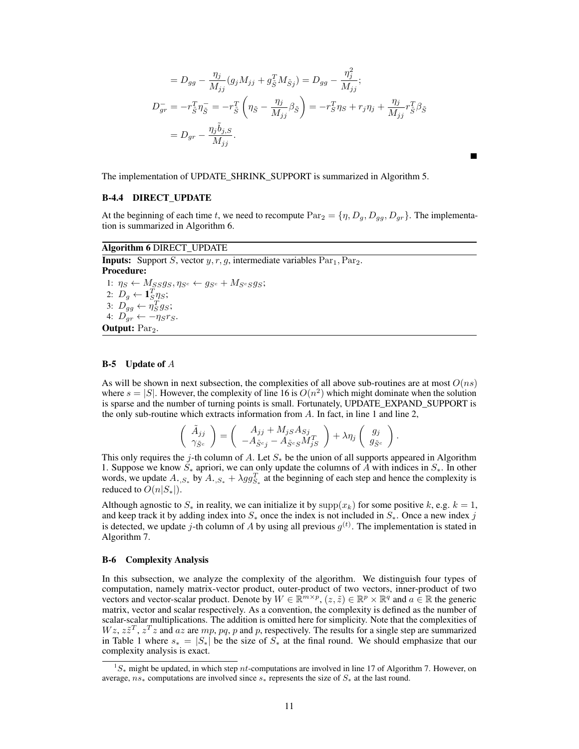$$= D_{gg} - \frac{\eta_j}{M_{jj}}(g_j M_{jj} + g_{\tilde{S}}^T M_{\tilde{S}j}) = D_{gg} - \frac{\eta_j^2}{M_{jj}};$$

$$D_{gr}^{-} = -r_{\tilde{S}}^T \eta_{\tilde{S}}^{-} = -r_{\tilde{S}}^T \left( \eta_{\tilde{S}} - \frac{\eta_j}{M_{jj}} \beta_{\tilde{S}} \right) = -r_S^T \eta_S + r_j \eta_j + \frac{\eta_j}{M_{jj}} r_{\tilde{S}}^T \beta_{\tilde{S}}$$

$$= D_{gr} - \frac{\eta_j \tilde{b}_{j,S}}{M_{jj}}.$$

■

The implementation of UPDATE_SHRINK_SUPPORT is summarized in Algorithm 5.

### B-4.4 DIRECT_UPDATE

At the beginning of each time $t$, we need to recompute $\text{Par}_2 = \{\eta, D_g, D_{gg}, D_{gr}\}$. The implementation is summarized in Algorithm 6.

**Algorithm 6** DIRECT_UPDATE

**Inputs:** Support $S$, vector $y, r, g$, intermediate variables $\text{Par}_1, \text{Par}_2$.
**Procedure:**

1: $\eta_S \leftarrow M_{SS} g_S, \eta_{S^c} \leftarrow g_{S^c} + M_{S^c S} g_S$;
2: $D_g \leftarrow \mathbf{1}_S^T \eta_S$;
3: $D_{gg} \leftarrow \eta_S^T g_S$;
4: $D_{gr} \leftarrow -\eta_S r_S$.

**Output:** $\text{Par}_2$.

### B-5 Update of $A$

As will be shown in next subsection, the complexities of all above sub-routines are at most $O(ns)$ where $s = |S|$. However, the complexity of line 16 is $O(n^2)$ which might dominate when the solution is sparse and the number of turning points is small. Fortunately, UPDATE_EXPAND_SUPPORT is the only sub-routine which extracts information from $A$. In fact, in line 1 and line 2,

$$\begin{pmatrix} \tilde{A}_{jj} \\ \gamma_{\tilde{S}^c} \end{pmatrix} = \begin{pmatrix} A_{jj} + M_{jS} A_{Sj} \\ -A_{\tilde{S}^c j} - A_{\tilde{S}^c S} M_{jS}^T \end{pmatrix} + \lambda \eta_j \begin{pmatrix} g_j \\ g_{\tilde{S}^c} \end{pmatrix}.$$

This only requires the $j$-th column of $A$. Let $S_*$ be the union of all supports appeared in Algorithm 1. Suppose we know $S_*$ apriori, we can only update the columns of $A$ with indices in $S_*$. In other words, we update $A_{\cdot,S_*}$ by $A_{\cdot,S_*} + \lambda g g_{S_*}^T$ at the beginning of each step and hence the complexity is reduced to $O(n|S_*|)$.

Although agnostic to $S_*$ in reality, we can initialize it by $\text{supp}(x_k)$ for some positive $k$, e.g. $k = 1$, and keep track it by adding index into $S_*$ once the index is not included in $S_*$. Once a new index $j$ is detected, we update $j$-th column of $A$ by using all previous $g^{(t)}$. The implementation is stated in Algorithm 7.

### B-6 Complexity Analysis

In this subsection, we analyze the complexity of the algorithm. We distinguish four types of computation, namely matrix-vector product, outer-product of two vectors, inner-product of two vectors and vector-scalar product. Denote by $W \in \mathbb{R}^{m \times p}$, $(z, \tilde{z}) \in \mathbb{R}^p \times \mathbb{R}^q$ and $a \in \mathbb{R}$ the generic matrix, vector and scalar respectively. As a convention, the complexity is defined as the number of scalar-scalar multiplications. The addition is omitted here for simplicity. Note that the complexities of $Wz$, $z\tilde{z}^T$, $z^T z$ and $az$ are $mp$, $pq$, $p$ and $p$, respectively. The results for a single step are summarized in Table 1 where $s_* = |S_*|$ be the size of $S_*$ at the final round. We should emphasize that our complexity analysis is exact.

[1] $S_*$ might be updated, in which step $nt$-computations are involved in line 17 of Algorithm 7. However, on average, $ns_*$ computations are involved since $s_*$ represents the size of $S_*$ at the last round.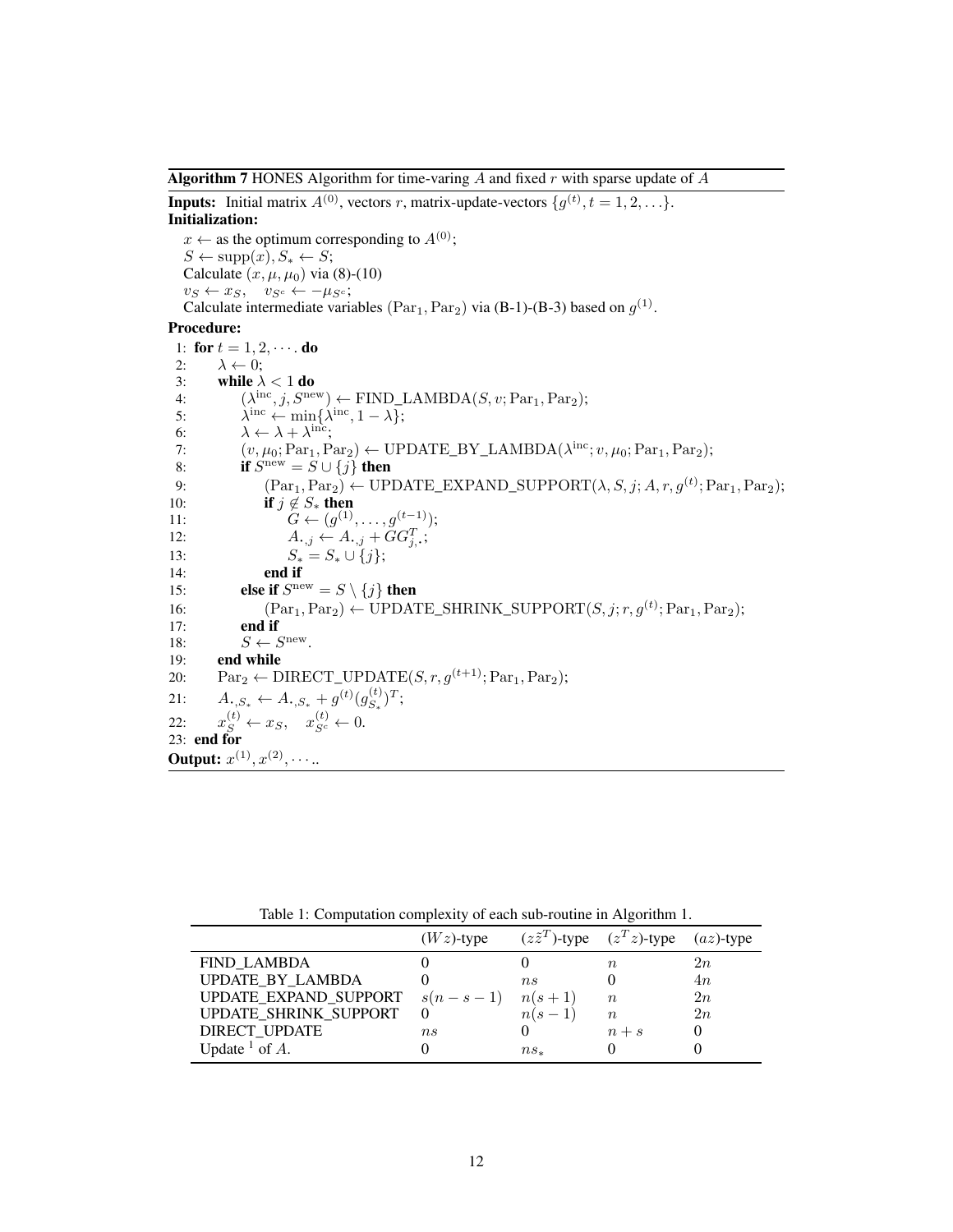**Algorithm 7** HONES Algorithm for time-varing $A$ and fixed $r$ with sparse update of $A$

**Inputs:** Initial matrix $A^{(0)}$, vectors $r$, matrix-update-vectors $\{g^{(t)}, t = 1, 2, \ldots\}$.
**Initialization:**

$x \leftarrow$ as the optimum corresponding to $A^{(0)}$;
$S \leftarrow \mathrm{supp}(x), S_* \leftarrow S$;
Calculate $(x, \mu, \mu_0)$ via (8)-(10)
$v_S \leftarrow x_S, \quad v_{S^c} \leftarrow -\mu_{S^c}$;
Calculate intermediate variables $(\mathrm{Par}_1, \mathrm{Par}_2)$ via (B-1)-(B-3) based on $g^{(1)}$.

**Procedure:**

```
1:  for t = 1, 2, ··· . do
2:      λ ← 0;
3:      while λ < 1 do
4:          (λ^inc, j, S^new) ← FIND_LAMBDA(S, v; Par_1, Par_2);
5:          λ^inc ← min{λ^inc, 1 − λ};
6:          λ ← λ + λ^inc;
7:          (v, μ_0; Par_1, Par_2) ← UPDATE_BY_LAMBDA(λ^inc; v, μ_0; Par_1, Par_2);
8:          if S^new = S ∪ {j} then
9:              (Par_1, Par_2) ← UPDATE_EXPAND_SUPPORT(λ, S, j; A, r, g^(t); Par_1, Par_2);
10:             if j ∉ S_* then
11:                 G ← (g^(1), . . . , g^(t−1));
12:                 A_{·,j} ← A_{·,j} + G G^T_{j,·};
13:                 S_* = S_* ∪ {j};
14:             end if
15:         else if S^new = S \ {j} then
16:             (Par_1, Par_2) ← UPDATE_SHRINK_SUPPORT(S, j; r, g^(t); Par_1, Par_2);
17:         end if
18:         S ← S^new.
19:     end while
20:     Par_2 ← DIRECT_UPDATE(S, r, g^(t+1); Par_1, Par_2);
21:     A_{·,S_*} ← A_{·,S_*} + g^(t) (g^(t)_{S_*})^T;
22:     x^(t)_S ← x_S,   x^(t)_{S^c} ← 0.
23: end for
```

**Output:** $x^{(1)}, x^{(2)}, \cdots$..

Table 1: Computation complexity of each sub-routine in Algorithm 1.

| | $(Wz)$-type | $(z\tilde{z}^T)$-type | $(z^T z)$-type | $(az)$-type |
|---|---|---|---|---|
| FIND_LAMBDA | 0 | 0 | $n$ | $2n$ |
| UPDATE_BY_LAMBDA | 0 | $ns$ | 0 | $4n$ |
| UPDATE_EXPAND_SUPPORT | $s(n-s-1)$ | $n(s+1)$ | $n$ | $2n$ |
| UPDATE_SHRINK_SUPPORT | 0 | $n(s-1)$ | $n$ | $2n$ |
| DIRECT_UPDATE | $ns$ | 0 | $n+s$ | 0 |
| Update [1] of $A$. | 0 | $ns_*$ | 0 | 0 |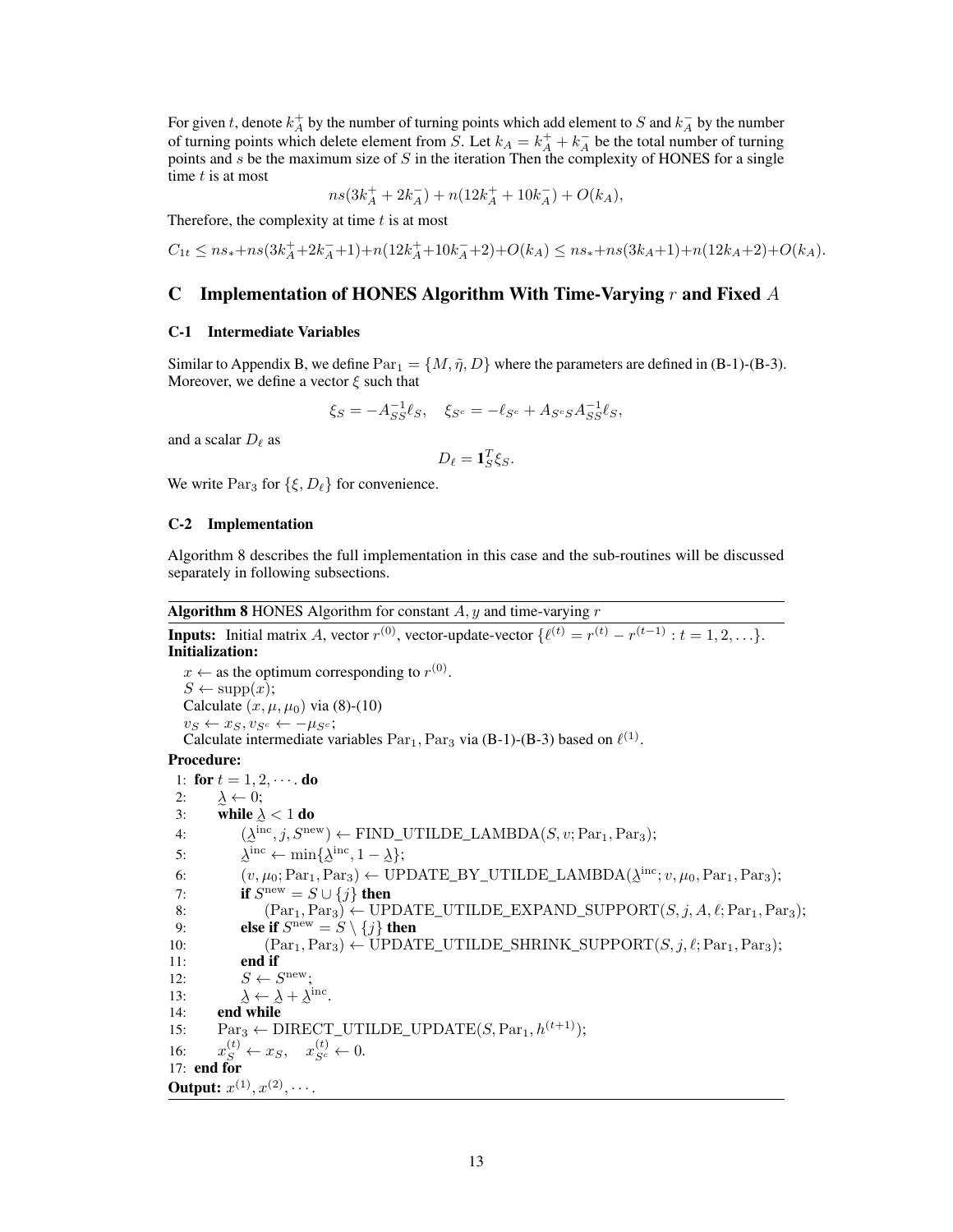For given $t$, denote $k_A^+$ by the number of turning points which add element to $S$ and $k_A^-$ by the number of turning points which delete element from $S$. Let $k_A = k_A^+ + k_A^-$ be the total number of turning points and $s$ be the maximum size of $S$ in the iteration Then the complexity of HONES for a single time $t$ is at most

$$ns(3k_A^+ + 2k_A^-) + n(12k_A^+ + 10k_A^-) + O(k_A),$$

Therefore, the complexity at time $t$ is at most

$$C_{1t} \leq ns_* + ns(3k_A^+ + 2k_A^- + 1) + n(12k_A^+ + 10k_A^- + 2) + O(k_A) \leq ns_* + ns(3k_A + 1) + n(12k_A + 2) + O(k_A).$$

## C Implementation of HONES Algorithm With Time-Varying $r$ and Fixed $A$

### C-1 Intermediate Variables

Similar to Appendix B, we define $\mathrm{Par}_1 = \{M, \tilde{\eta}, D\}$ where the parameters are defined in (B-1)-(B-3). Moreover, we define a vector $\xi$ such that

$$\xi_S = -A_{SS}^{-1}\ell_S, \quad \xi_{S^c} = -\ell_{S^c} + A_{S^cS}A_{SS}^{-1}\ell_S,$$

and a scalar $D_\ell$ as

$$D_\ell = \mathbf{1}_S^T \xi_S.$$

We write $\mathrm{Par}_3$ for $\{\xi, D_\ell\}$ for convenience.

### C-2 Implementation

Algorithm 8 describes the full implementation in this case and the sub-routines will be discussed separately in following subsections.

**Algorithm 8** HONES Algorithm for constant $A, y$ and time-varying $r$

**Inputs:** Initial matrix $A$, vector $r^{(0)}$, vector-update-vector $\{\ell^{(t)} = r^{(t)} - r^{(t-1)} : t = 1, 2, \ldots\}$.
**Initialization:**

$x \leftarrow$ as the optimum corresponding to $r^{(0)}$.
$S \leftarrow \mathrm{supp}(x)$;
Calculate $(x, \mu, \mu_0)$ via (8)-(10)
$v_S \leftarrow x_S, v_{S^c} \leftarrow -\mu_{S^c}$;
Calculate intermediate variables $\mathrm{Par}_1, \mathrm{Par}_3$ via (B-1)-(B-3) based on $\ell^{(1)}$.

**Procedure:**

1: **for** $t = 1, 2, \cdots$. **do**
2: $\quad \underset{\sim}{\lambda} \leftarrow 0$;
3: $\quad$ **while** $\underset{\sim}{\lambda} < 1$ **do**
4: $\quad\quad (\underset{\sim}{\lambda}^{\mathrm{inc}}, j, S^{\mathrm{new}}) \leftarrow$ FIND_UTILDE_LAMBDA$(S, v; \mathrm{Par}_1, \mathrm{Par}_3)$;
5: $\quad\quad \underset{\sim}{\lambda}^{\mathrm{inc}} \leftarrow \min\{\underset{\sim}{\lambda}^{\mathrm{inc}}, 1 - \underset{\sim}{\lambda}\}$;
6: $\quad\quad (v, \mu_0; \mathrm{Par}_1, \mathrm{Par}_3) \leftarrow$ UPDATE_BY_UTILDE_LAMBDA$(\underset{\sim}{\lambda}^{\mathrm{inc}}; v, \mu_0, \mathrm{Par}_1, \mathrm{Par}_3)$;
7: $\quad\quad$ **if** $S^{\mathrm{new}} = S \cup \{j\}$ **then**
8: $\quad\quad\quad (\mathrm{Par}_1, \mathrm{Par}_3) \leftarrow$ UPDATE_UTILDE_EXPAND_SUPPORT$(S, j, A, \ell; \mathrm{Par}_1, \mathrm{Par}_3)$;
9: $\quad\quad$ **else if** $S^{\mathrm{new}} = S \setminus \{j\}$ **then**
10: $\quad\quad\quad (\mathrm{Par}_1, \mathrm{Par}_3) \leftarrow$ UPDATE_UTILDE_SHRINK_SUPPORT$(S, j, \ell; \mathrm{Par}_1, \mathrm{Par}_3)$;
11: $\quad\quad$ **end if**
12: $\quad\quad S \leftarrow S^{\mathrm{new}}$;
13: $\quad\quad \underset{\sim}{\lambda} \leftarrow \underset{\sim}{\lambda} + \underset{\sim}{\lambda}^{\mathrm{inc}}$.
14: $\quad$ **end while**
15: $\quad \mathrm{Par}_3 \leftarrow$ DIRECT_UTILDE_UPDATE$(S, \mathrm{Par}_1, h^{(t+1)})$;
16: $\quad x_S^{(t)} \leftarrow x_S, \quad x_{S^c}^{(t)} \leftarrow 0$.
17: **end for**

**Output:** $x^{(1)}, x^{(2)}, \cdots$.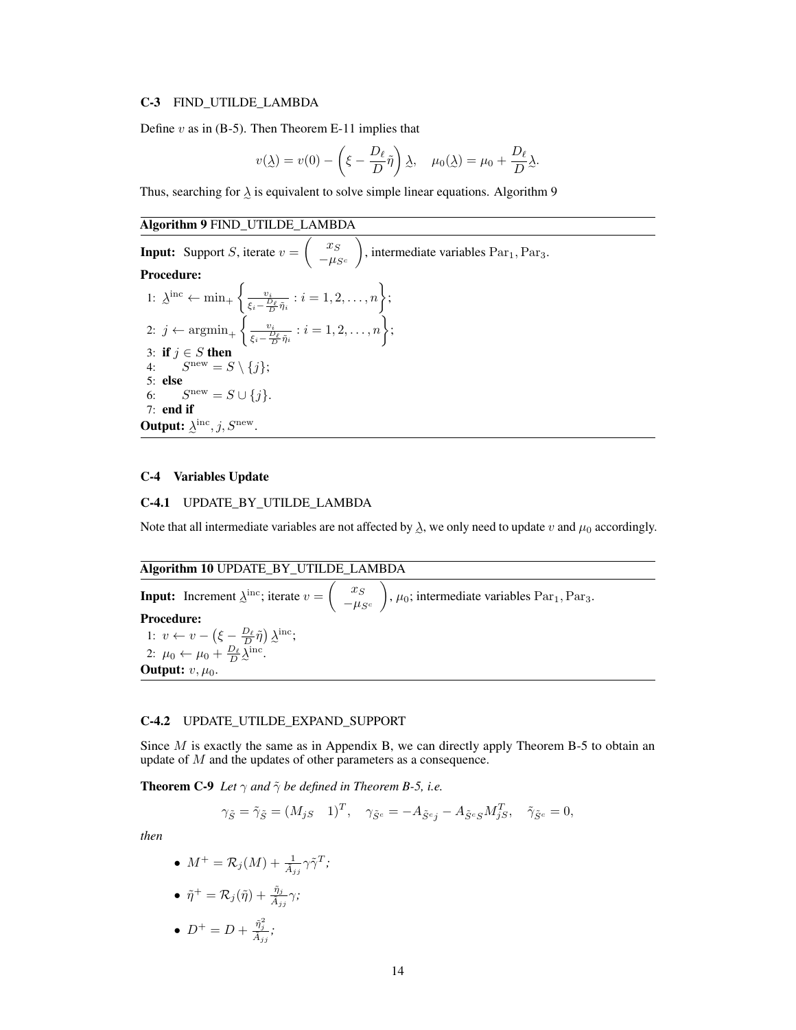### C-3 FIND_UTILDE_LAMBDA

Define $v$ as in (B-5). Then Theorem E-11 implies that

$$v(\underset{\sim}{\lambda}) = v(0) - \left(\xi - \frac{D_\ell}{D}\tilde{\eta}\right)\underset{\sim}{\lambda}, \quad \mu_0(\underset{\sim}{\lambda}) = \mu_0 + \frac{D_\ell}{D}\underset{\sim}{\lambda}.$$

Thus, searching for $\underset{\sim}{\lambda}$ is equivalent to solve simple linear equations. Algorithm 9

---

**Algorithm 9** FIND_UTILDE_LAMBDA

---

**Input:** Support $S$, iterate $v = \begin{pmatrix} x_S \\ -\mu_{S^c} \end{pmatrix}$, intermediate variables $\text{Par}_1, \text{Par}_3$.

**Procedure:**

1: $\underset{\sim}{\lambda}^{\text{inc}} \leftarrow \min_+ \left\{ \frac{v_i}{\xi_i - \frac{D_\ell}{D}\tilde{\eta}_i} : i = 1, 2, \ldots, n \right\}$;
2: $j \leftarrow \text{argmin}_+ \left\{ \frac{v_i}{\xi_i - \frac{D_\ell}{D}\tilde{\eta}_i} : i = 1, 2, \ldots, n \right\}$;
3: **if** $j \in S$ **then**
4: $\quad S^{\text{new}} = S \setminus \{j\}$;
5: **else**
6: $\quad S^{\text{new}} = S \cup \{j\}$.
7: **end if**

**Output:** $\underset{\sim}{\lambda}^{\text{inc}}, j, S^{\text{new}}$.

---

### C-4 Variables Update

#### C-4.1 UPDATE_BY_UTILDE_LAMBDA

Note that all intermediate variables are not affected by $\underset{\sim}{\lambda}$, we only need to update $v$ and $\mu_0$ accordingly.

---

**Algorithm 10** UPDATE_BY_UTILDE_LAMBDA

---

**Input:** Increment $\underset{\sim}{\lambda}^{\text{inc}}$; iterate $v = \begin{pmatrix} x_S \\ -\mu_{S^c} \end{pmatrix}$, $\mu_0$; intermediate variables $\text{Par}_1, \text{Par}_3$.

**Procedure:**

1: $v \leftarrow v - \left(\xi - \frac{D_\ell}{D}\tilde{\eta}\right)\underset{\sim}{\lambda}^{\text{inc}}$;
2: $\mu_0 \leftarrow \mu_0 + \frac{D_\ell}{D}\underset{\sim}{\lambda}^{\text{inc}}$.

**Output:** $v, \mu_0$.

---

#### C-4.2 UPDATE_UTILDE_EXPAND_SUPPORT

Since $M$ is exactly the same as in Appendix B, we can directly apply Theorem B-5 to obtain an update of $M$ and the updates of other parameters as a consequence.

**Theorem C-9** *Let $\gamma$ and $\tilde{\gamma}$ be defined in Theorem B-5, i.e.*

$$\gamma_{\tilde{S}} = \tilde{\gamma}_{\tilde{S}} = \begin{pmatrix} M_{jS} & 1 \end{pmatrix}^T, \quad \gamma_{\tilde{S}^c} = -A_{\tilde{S}^c j} - A_{\tilde{S}^c S} M_{jS}^T, \quad \tilde{\gamma}_{\tilde{S}^c} = 0,$$

*then*

- $M^+ = \mathcal{R}_j(M) + \frac{1}{A_{jj}}\gamma\tilde{\gamma}^T$;
- $\tilde{\eta}^+ = \mathcal{R}_j(\tilde{\eta}) + \frac{\tilde{\eta}_j}{A_{jj}}\gamma$;
- $D^+ = D + \frac{\tilde{\eta}_j^2}{A_{jj}}$;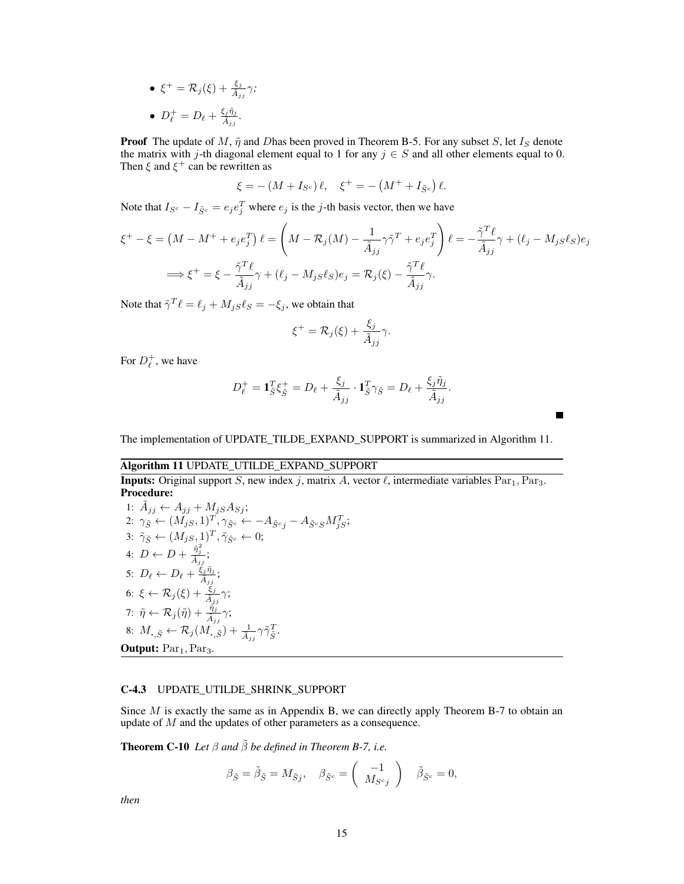- $\xi^+ = \mathcal{R}_j(\xi) + \frac{\xi_j}{\tilde{A}_{jj}}\gamma$;
- $D_\ell^+ = D_\ell + \frac{\xi_j \tilde{\eta}_j}{\tilde{A}_{jj}}$.

**Proof** The update of $M$, $\tilde{\eta}$ and $D$has been proved in Theorem B-5. For any subset $S$, let $I_S$ denote the matrix with $j$-th diagonal element equal to 1 for any $j \in S$ and all other elements equal to 0. Then $\xi$ and $\xi^+$ can be rewritten as

$$\xi = -\left(M + I_{S^c}\right)\ell, \quad \xi^+ = -\left(M^+ + I_{\tilde{S}^c}\right)\ell.$$

Note that $I_{S^c} - I_{\tilde{S}^c} = e_j e_j^T$ where $e_j$ is the $j$-th basis vector, then we have

$$\xi^+ - \xi = \left(M - M^+ + e_j e_j^T\right)\ell = \left(M - \mathcal{R}_j(M) - \frac{1}{\tilde{A}_{jj}}\gamma\tilde{\gamma}^T + e_j e_j^T\right)\ell = -\frac{\tilde{\gamma}^T\ell}{\tilde{A}_{jj}}\gamma + (\ell_j - M_{jS}\ell_S)e_j$$

$$\Longrightarrow \xi^+ = \xi - \frac{\tilde{\gamma}^T\ell}{\tilde{A}_{jj}}\gamma + (\ell_j - M_{jS}\ell_S)e_j = \mathcal{R}_j(\xi) - \frac{\tilde{\gamma}^T\ell}{\tilde{A}_{jj}}\gamma.$$

Note that $\tilde{\gamma}^T\ell = \ell_j + M_{jS}\ell_S = -\xi_j$, we obtain that

$$\xi^+ = \mathcal{R}_j(\xi) + \frac{\xi_j}{\tilde{A}_{jj}}\gamma.$$

For $D_\ell^+$, we have

$$D_\ell^+ = \mathbf{1}_{\tilde{S}}^T\xi_{\tilde{S}}^+ = D_\ell + \frac{\xi_j}{\tilde{A}_{jj}} \cdot \mathbf{1}_{\tilde{S}}^T\gamma_{\tilde{S}} = D_\ell + \frac{\xi_j\tilde{\eta}_j}{\tilde{A}_{jj}}.$$

■

The implementation of UPDATE_TILDE_EXPAND_SUPPORT is summarized in Algorithm 11.

**Algorithm 11** UPDATE_UTILDE_EXPAND_SUPPORT

**Inputs:** Original support $S$, new index $j$, matrix $A$, vector $\ell$, intermediate variables $\mathrm{Par}_1, \mathrm{Par}_3$.
**Procedure:**

1: $\tilde{A}_{jj} \leftarrow A_{jj} + M_{jS}A_{Sj}$;
2: $\gamma_{\tilde{S}} \leftarrow (M_{jS}, 1)^T, \gamma_{\tilde{S}^c} \leftarrow -A_{\tilde{S}^c j} - A_{\tilde{S}^c S}M_{jS}^T$;
3: $\tilde{\gamma}_{\tilde{S}} \leftarrow (M_{jS}, 1)^T, \tilde{\gamma}_{\tilde{S}^c} \leftarrow 0$;
4: $D \leftarrow D + \frac{\tilde{\eta}_j^2}{\tilde{A}_{jj}}$;
5: $D_\ell \leftarrow D_\ell + \frac{\xi_j\tilde{\eta}_j}{\tilde{A}_{jj}}$;
6: $\xi \leftarrow \mathcal{R}_j(\xi) + \frac{\xi_j}{\tilde{A}_{jj}}\gamma$;
7: $\tilde{\eta} \leftarrow \mathcal{R}_j(\tilde{\eta}) + \frac{\tilde{\eta}_j}{\tilde{A}_{jj}}\gamma$;
8: $M_{\cdot,\tilde{S}} \leftarrow \mathcal{R}_j(M_{\cdot,\tilde{S}}) + \frac{1}{\tilde{A}_{jj}}\gamma\tilde{\gamma}_{\tilde{S}}^T$.

**Output:** $\mathrm{Par}_1, \mathrm{Par}_3$.

#### C-4.3 UPDATE_UTILDE_SHRINK_SUPPORT

Since $M$ is exactly the same as in Appendix B, we can directly apply Theorem B-7 to obtain an update of $M$ and the updates of other parameters as a consequence.

**Theorem C-10** *Let $\beta$ and $\tilde{\beta}$ be defined in Theorem B-7, i.e.*

$$\beta_{\tilde{S}} = \tilde{\beta}_{\tilde{S}} = M_{\tilde{S}j}, \quad \beta_{\tilde{S}^c} = \begin{pmatrix} -1 \\ M_{S^c j} \end{pmatrix} \quad \tilde{\beta}_{\tilde{S}^c} = 0,$$

*then*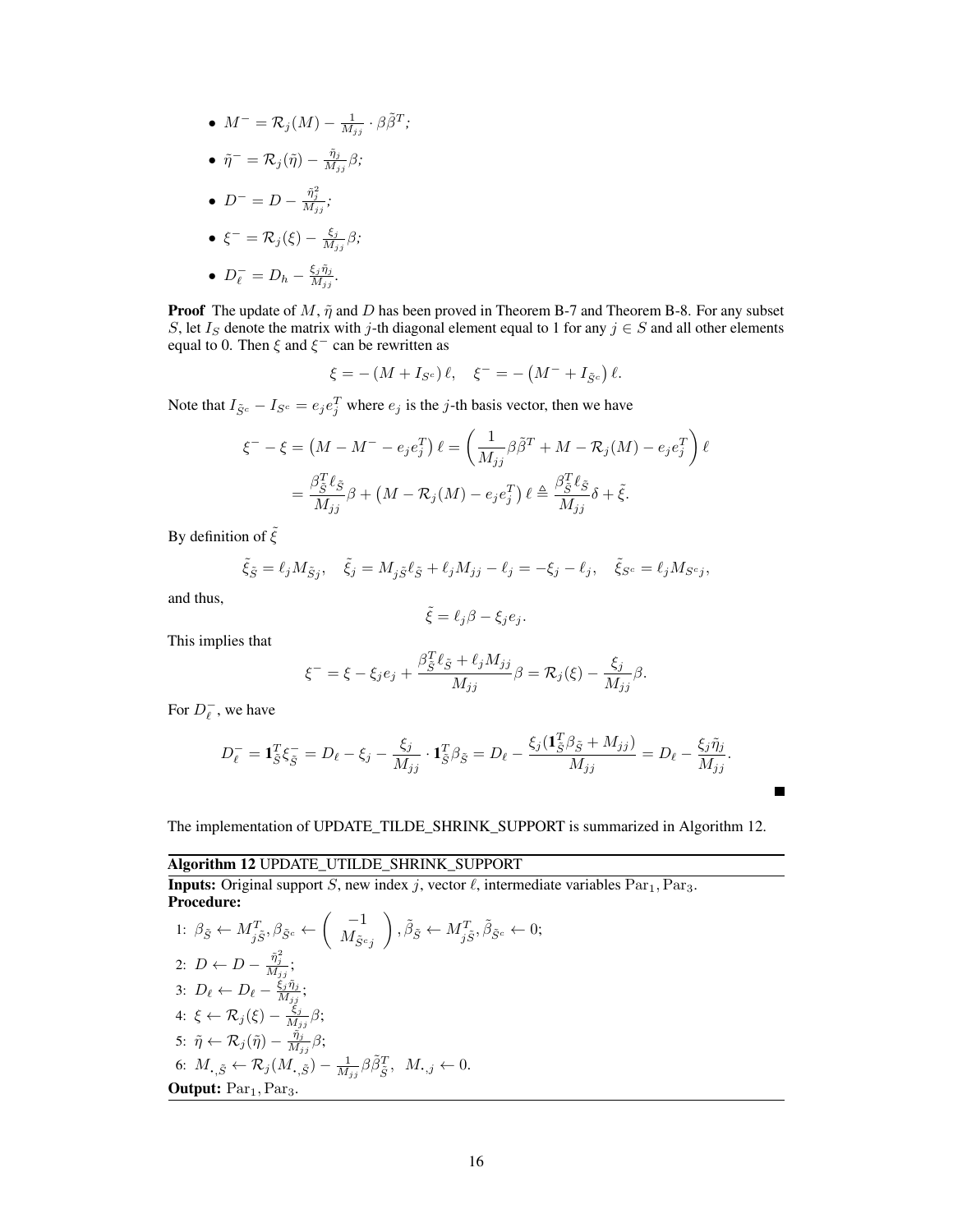- $M^{-} = \mathcal{R}_j(M) - \frac{1}{M_{jj}} \cdot \beta\tilde{\beta}^T$;
- $\tilde{\eta}^{-} = \mathcal{R}_j(\tilde{\eta}) - \frac{\tilde{\eta}_j}{M_{jj}}\beta$;
- $D^{-} = D - \frac{\tilde{\eta}_j^2}{M_{jj}}$;
- $\xi^{-} = \mathcal{R}_j(\xi) - \frac{\xi_j}{M_{jj}}\beta$;
- $D_\ell^{-} = D_h - \frac{\xi_j\tilde{\eta}_j}{M_{jj}}$.

**Proof** The update of $M$, $\tilde{\eta}$ and $D$ has been proved in Theorem B-7 and Theorem B-8. For any subset $S$, let $I_S$ denote the matrix with $j$-th diagonal element equal to 1 for any $j \in S$ and all other elements equal to 0. Then $\xi$ and $\xi^{-}$ can be rewritten as

$$\xi = -\left(M + I_{S^c}\right)\ell, \quad \xi^{-} = -\left(M^{-} + I_{\tilde{S}^c}\right)\ell.$$

Note that $I_{\tilde{S}^c} - I_{S^c} = e_j e_j^T$ where $e_j$ is the $j$-th basis vector, then we have

$$\begin{aligned}
\xi^{-} - \xi &= \left(M - M^{-} - e_j e_j^T\right)\ell = \left(\frac{1}{M_{jj}}\beta\tilde{\beta}^T + M - \mathcal{R}_j(M) - e_j e_j^T\right)\ell \\
&= \frac{\beta_{\tilde{S}}^T \ell_{\tilde{S}}}{M_{jj}}\beta + \left(M - \mathcal{R}_j(M) - e_j e_j^T\right)\ell \triangleq \frac{\beta_{\tilde{S}}^T \ell_{\tilde{S}}}{M_{jj}}\delta + \tilde{\xi}.
\end{aligned}$$

By definition of $\tilde{\xi}$

$$\tilde{\xi}_{\tilde{S}} = \ell_j M_{\tilde{S}j}, \quad \tilde{\xi}_j = M_{j\tilde{S}}\ell_{\tilde{S}} + \ell_j M_{jj} - \ell_j = -\xi_j - \ell_j, \quad \tilde{\xi}_{S^c} = \ell_j M_{S^c j},$$

and thus,

$$\tilde{\xi} = \ell_j \beta - \xi_j e_j.$$

This implies that

$$\xi^{-} = \xi - \xi_j e_j + \frac{\beta_{\tilde{S}}^T \ell_{\tilde{S}} + \ell_j M_{jj}}{M_{jj}}\beta = \mathcal{R}_j(\xi) - \frac{\xi_j}{M_{jj}}\beta.$$

For $D_\ell^{-}$, we have

$$D_\ell^{-} = \mathbf{1}_{\tilde{S}}^T \xi_{\tilde{S}}^{-} = D_\ell - \xi_j - \frac{\xi_j}{M_{jj}} \cdot \mathbf{1}_{\tilde{S}}^T \beta_{\tilde{S}} = D_\ell - \frac{\xi_j(\mathbf{1}_{\tilde{S}}^T \beta_{\tilde{S}} + M_{jj})}{M_{jj}} = D_\ell - \frac{\xi_j \tilde{\eta}_j}{M_{jj}}.$$

■

The implementation of UPDATE_TILDE_SHRINK_SUPPORT is summarized in Algorithm 12.

**Algorithm 12** UPDATE_UTILDE_SHRINK_SUPPORT

**Inputs:** Original support $S$, new index $j$, vector $\ell$, intermediate variables $\mathrm{Par}_1, \mathrm{Par}_3$.

**Procedure:**

1: $\beta_{\tilde{S}} \leftarrow M_{j\tilde{S}}^T, \beta_{\tilde{S}^c} \leftarrow \begin{pmatrix} -1 \\ M_{\tilde{S}^c j} \end{pmatrix}, \tilde{\beta}_{\tilde{S}} \leftarrow M_{j\tilde{S}}^T, \tilde{\beta}_{\tilde{S}^c} \leftarrow 0$;

2: $D \leftarrow D - \frac{\tilde{\eta}_j^2}{M_{jj}}$;

3: $D_\ell \leftarrow D_\ell - \frac{\xi_j \tilde{\eta}_j}{M_{jj}}$;

4: $\xi \leftarrow \mathcal{R}_j(\xi) - \frac{\xi_j}{M_{jj}}\beta$;

5: $\tilde{\eta} \leftarrow \mathcal{R}_j(\tilde{\eta}) - \frac{\tilde{\eta}_j}{M_{jj}}\beta$;

6: $M_{\cdot,\tilde{S}} \leftarrow \mathcal{R}_j(M_{\cdot,\tilde{S}}) - \frac{1}{M_{jj}}\beta\tilde{\beta}_{\tilde{S}}^T, \;\; M_{\cdot,j} \leftarrow 0$.

**Output:** $\mathrm{Par}_1, \mathrm{Par}_3$.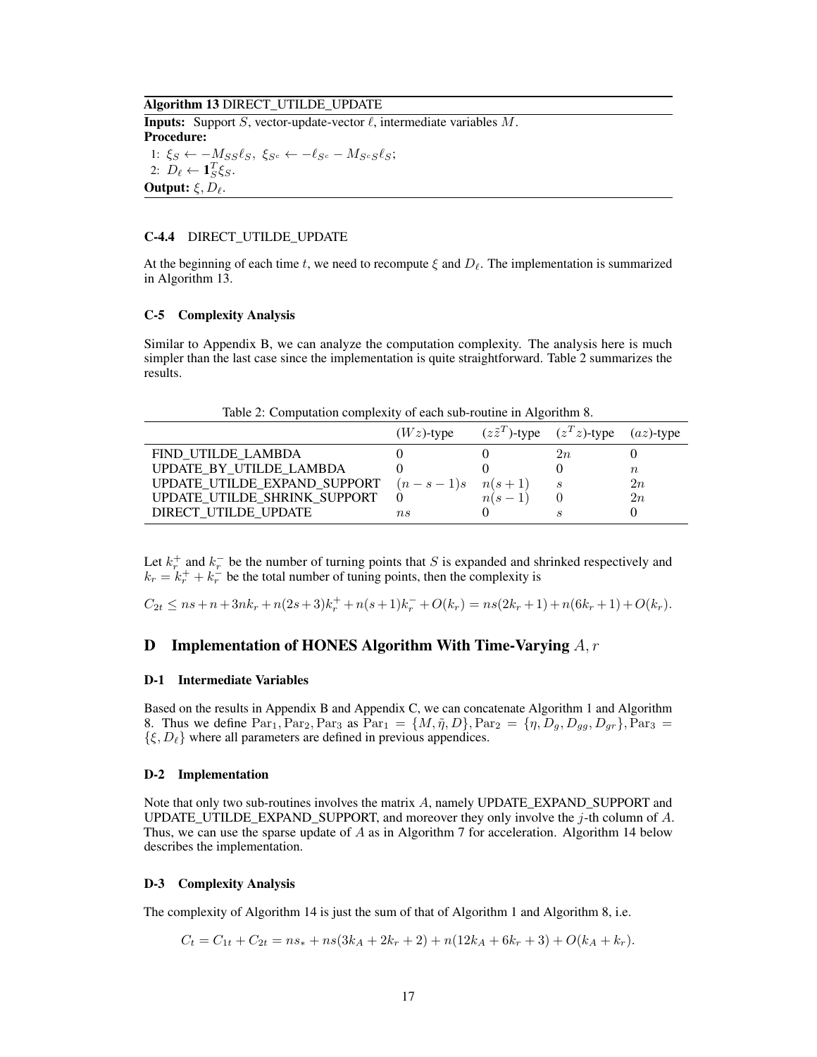**Algorithm 13** DIRECT_UTILDE_UPDATE

**Inputs:** Support $S$, vector-update-vector $\ell$, intermediate variables $M$.
**Procedure:**
1: $\xi_S \leftarrow -M_{SS}\ell_S,\ \xi_{S^c} \leftarrow -\ell_{S^c} - M_{S^cS}\ell_S$;
2: $D_\ell \leftarrow \mathbf{1}_S^T \xi_S$.
**Output:** $\xi, D_\ell$.

### C-4.4 DIRECT_UTILDE_UPDATE

At the beginning of each time $t$, we need to recompute $\xi$ and $D_\ell$. The implementation is summarized in Algorithm 13.

### C-5 Complexity Analysis

Similar to Appendix B, we can analyze the computation complexity. The analysis here is much simpler than the last case since the implementation is quite straightforward. Table 2 summarizes the results.

Table 2: Computation complexity of each sub-routine in Algorithm 8.

| | $(Wz)$-type | $(z\tilde{z}^T)$-type | $(z^Tz)$-type | $(az)$-type |
|---|---|---|---|---|
| FIND_UTILDE_LAMBDA | 0 | 0 | $2n$ | 0 |
| UPDATE_BY_UTILDE_LAMBDA | 0 | 0 | 0 | $n$ |
| UPDATE_UTILDE_EXPAND_SUPPORT | $(n-s-1)s$ | $n(s+1)$ | $s$ | $2n$ |
| UPDATE_UTILDE_SHRINK_SUPPORT | 0 | $n(s-1)$ | 0 | $2n$ |
| DIRECT_UTILDE_UPDATE | $ns$ | 0 | $s$ | 0 |

Let $k_r^+$ and $k_r^-$ be the number of turning points that $S$ is expanded and shrinked respectively and $k_r = k_r^+ + k_r^-$ be the total number of tuning points, then the complexity is

$$C_{2t} \leq ns + n + 3nk_r + n(2s+3)k_r^+ + n(s+1)k_r^- + O(k_r) = ns(2k_r+1) + n(6k_r+1) + O(k_r).$$

## D Implementation of HONES Algorithm With Time-Varying $A, r$

### D-1 Intermediate Variables

Based on the results in Appendix B and Appendix C, we can concatenate Algorithm 1 and Algorithm 8. Thus we define $\mathrm{Par}_1, \mathrm{Par}_2, \mathrm{Par}_3$ as $\mathrm{Par}_1 = \{M, \tilde{\eta}, D\}, \mathrm{Par}_2 = \{\eta, D_g, D_{gg}, D_{gr}\}, \mathrm{Par}_3 = \{\xi, D_\ell\}$ where all parameters are defined in previous appendices.

### D-2 Implementation

Note that only two sub-routines involves the matrix $A$, namely UPDATE_EXPAND_SUPPORT and UPDATE_UTILDE_EXPAND_SUPPORT, and moreover they only involve the $j$-th column of $A$. Thus, we can use the sparse update of $A$ as in Algorithm 7 for acceleration. Algorithm 14 below describes the implementation.

### D-3 Complexity Analysis

The complexity of Algorithm 14 is just the sum of that of Algorithm 1 and Algorithm 8, i.e.

$$C_t = C_{1t} + C_{2t} = ns_* + ns(3k_A + 2k_r + 2) + n(12k_A + 6k_r + 3) + O(k_A + k_r).$$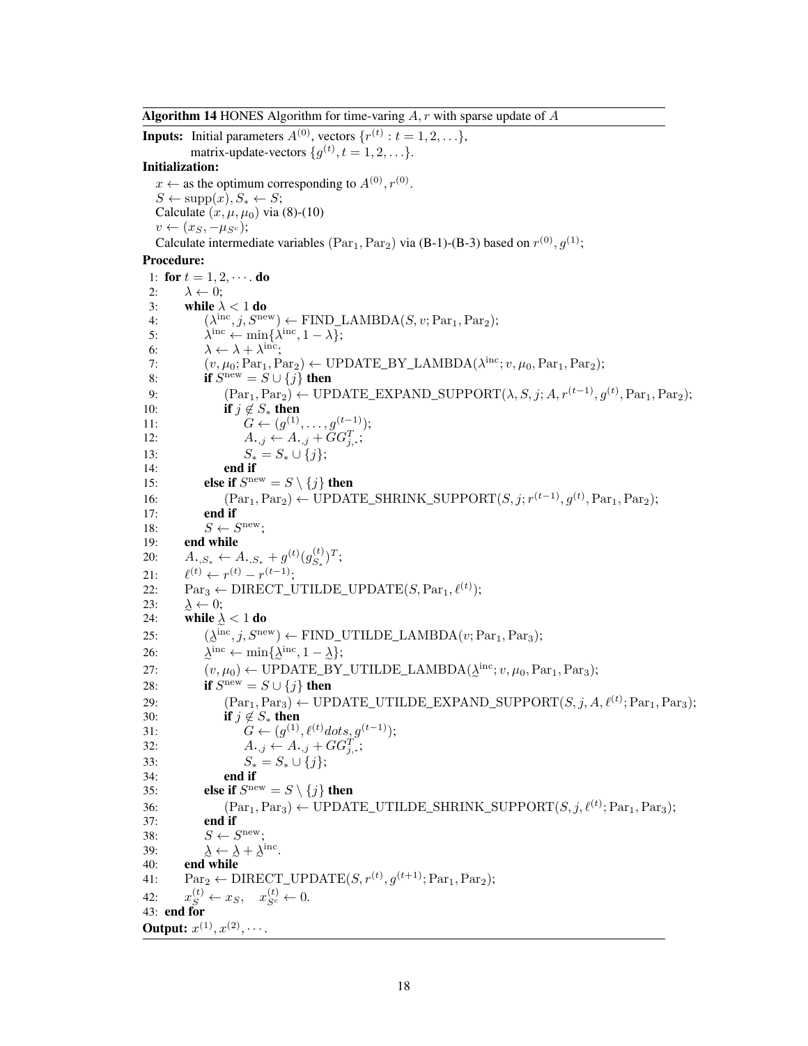**Algorithm 14** HONES Algorithm for time-varing $A, r$ with sparse update of $A$

**Inputs:** Initial parameters $A^{(0)}$, vectors $\{r^{(t)} : t = 1, 2, \ldots\}$,
matrix-update-vectors $\{g^{(t)}, t = 1, 2, \ldots\}$.

**Initialization:**

$x \leftarrow$ as the optimum corresponding to $A^{(0)}, r^{(0)}$.
$S \leftarrow \text{supp}(x), S_* \leftarrow S$;
Calculate $(x, \mu, \mu_0)$ via (8)-(10)
$v \leftarrow (x_S, -\mu_{S^c})$;
Calculate intermediate variables $(\text{Par}_1, \text{Par}_2)$ via (B-1)-(B-3) based on $r^{(0)}, g^{(1)}$;

**Procedure:**

```
1:  for t = 1, 2, ··· . do
2:      λ ← 0;
3:      while λ < 1 do
4:          (λ^inc, j, S^new) ← FIND_LAMBDA(S, v; Par_1, Par_2);
5:          λ^inc ← min{λ^inc, 1 − λ};
6:          λ ← λ + λ^inc;
7:          (v, μ_0; Par_1, Par_2) ← UPDATE_BY_LAMBDA(λ^inc; v, μ_0, Par_1, Par_2);
8:          if S^new = S ∪ {j} then
9:              (Par_1, Par_2) ← UPDATE_EXPAND_SUPPORT(λ, S, j; A, r^(t−1), g^(t), Par_1, Par_2);
10:             if j ∉ S_* then
11:                 G ← (g^(1), ..., g^(t−1));
12:                 A_{·,j} ← A_{·,j} + G G^T_{j,·};
13:                 S_* = S_* ∪ {j};
14:             end if
15:         else if S^new = S \ {j} then
16:             (Par_1, Par_2) ← UPDATE_SHRINK_SUPPORT(S, j; r^(t−1), g^(t), Par_1, Par_2);
17:         end if
18:         S ← S^new;
19:     end while
20:     A_{·,S_*} ← A_{·,S_*} + g^(t) (g^(t)_{S_*})^T;
21:     ℓ^(t) ← r^(t) − r^(t−1);
22:     Par_3 ← DIRECT_UTILDE_UPDATE(S, Par_1, ℓ^(t));
23:     λ̰ ← 0;
24:     while λ̰ < 1 do
25:         (λ̰^inc, j, S^new) ← FIND_UTILDE_LAMBDA(v; Par_1, Par_3);
26:         λ̰^inc ← min{λ̰^inc, 1 − λ̰};
27:         (v, μ_0) ← UPDATE_BY_UTILDE_LAMBDA(λ̰^inc; v, μ_0, Par_1, Par_3);
28:         if S^new = S ∪ {j} then
29:             (Par_1, Par_3) ← UPDATE_UTILDE_EXPAND_SUPPORT(S, j, A, ℓ^(t); Par_1, Par_3);
30:             if j ∉ S_* then
31:                 G ← (g^(1), ℓ^(t) dots, g^(t−1));
32:                 A_{·,j} ← A_{·,j} + G G^T_{j,·};
33:                 S_* = S_* ∪ {j};
34:             end if
35:         else if S^new = S \ {j} then
36:             (Par_1, Par_3) ← UPDATE_UTILDE_SHRINK_SUPPORT(S, j, ℓ^(t); Par_1, Par_3);
37:         end if
38:         S ← S^new;
39:         λ̰ ← λ̰ + λ̰^inc.
40:     end while
41:     Par_2 ← DIRECT_UPDATE(S, r^(t), g^(t+1); Par_1, Par_2);
42:     x^(t)_S ← x_S,   x^(t)_{S^c} ← 0.
43: end for
```

**Output:** $x^{(1)}, x^{(2)}, \cdots$.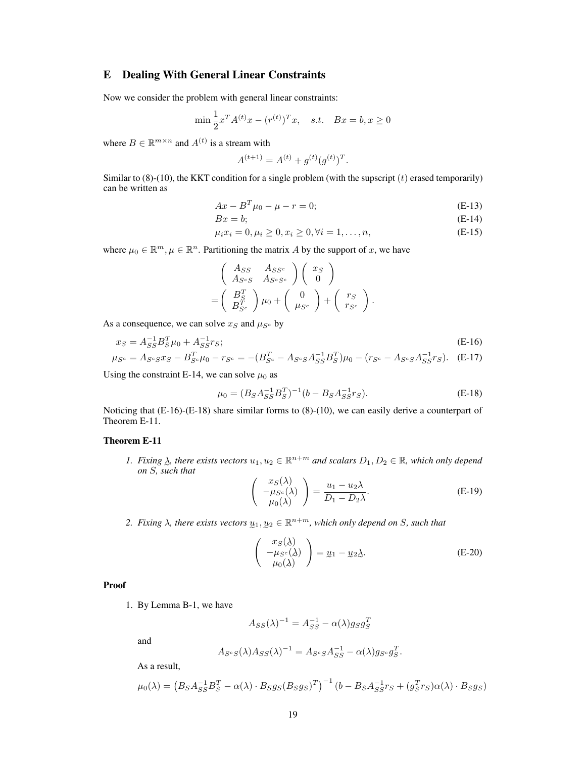## E Dealing With General Linear Constraints

Now we consider the problem with general linear constraints:

$$\min \frac{1}{2} x^T A^{(t)} x - (r^{(t)})^T x, \quad s.t. \quad Bx = b, x \geq 0$$

where $B \in \mathbb{R}^{m \times n}$ and $A^{(t)}$ is a stream with

$$A^{(t+1)} = A^{(t)} + g^{(t)} (g^{(t)})^T.$$

Similar to (8)-(10), the KKT condition for a single problem (with the supscript $(t)$ erased temporarily) can be written as

$$Ax - B^T \mu_0 - \mu - r = 0; \tag{E-13}$$

$$Bx = b; \tag{E-14}$$

$$\mu_i x_i = 0, \mu_i \geq 0, x_i \geq 0, \forall i = 1, \ldots, n, \tag{E-15}$$

where $\mu_0 \in \mathbb{R}^m, \mu \in \mathbb{R}^n$. Partitioning the matrix $A$ by the support of $x$, we have

$$\begin{pmatrix} A_{SS} & A_{SS^c} \\ A_{S^cS} & A_{S^cS^c} \end{pmatrix} \begin{pmatrix} x_S \\ 0 \end{pmatrix} = \begin{pmatrix} B_S^T \\ B_{S^c}^T \end{pmatrix} \mu_0 + \begin{pmatrix} 0 \\ \mu_{S^c} \end{pmatrix} + \begin{pmatrix} r_S \\ r_{S^c} \end{pmatrix}.$$

As a consequence, we can solve $x_S$ and $\mu_{S^c}$ by

$$x_S = A_{SS}^{-1} B_S^T \mu_0 + A_{SS}^{-1} r_S; \tag{E-16}$$

$$\mu_{S^c} = A_{S^cS} x_S - B_{S^c}^T \mu_0 - r_{S^c} = -(B_{S^c}^T - A_{S^cS} A_{SS}^{-1} B_S^T) \mu_0 - (r_{S^c} - A_{S^cS} A_{SS}^{-1} r_S). \tag{E-17}$$

Using the constraint E-14, we can solve $\mu_0$ as

$$\mu_0 = (B_S A_{SS}^{-1} B_S^T)^{-1} (b - B_S A_{SS}^{-1} r_S). \tag{E-18}$$

Noticing that (E-16)-(E-18) share similar forms to (8)-(10), we can easily derive a counterpart of Theorem E-11.

**Theorem E-11**

1. *Fixing $\underset{\sim}{\lambda}$, there exists vectors $u_1, u_2 \in \mathbb{R}^{n+m}$ and scalars $D_1, D_2 \in \mathbb{R}$, which only depend on S, such that*

$$\begin{pmatrix} x_S(\lambda) \\ -\mu_{S^c}(\lambda) \\ \mu_0(\lambda) \end{pmatrix} = \frac{u_1 - u_2 \lambda}{D_1 - D_2 \lambda}. \tag{E-19}$$

2. *Fixing $\lambda$, there exists vectors $\underset{\sim}{u}_1, \underset{\sim}{u}_2 \in \mathbb{R}^{n+m}$, which only depend on $S$, such that*

$$\begin{pmatrix} x_S(\underset{\sim}{\lambda}) \\ -\mu_{S^c}(\underset{\sim}{\lambda}) \\ \mu_0(\underset{\sim}{\lambda}) \end{pmatrix} = \underset{\sim}{u}_1 - \underset{\sim}{u}_2 \underset{\sim}{\lambda}. \tag{E-20}$$

**Proof**

1. By Lemma B-1, we have

$$A_{SS}(\lambda)^{-1} = A_{SS}^{-1} - \alpha(\lambda) g_S g_S^T$$

and

$$A_{S^cS}(\lambda) A_{SS}(\lambda)^{-1} = A_{S^cS} A_{SS}^{-1} - \alpha(\lambda) g_{S^c} g_S^T.$$

As a result,

$$\mu_0(\lambda) = \left( B_S A_{SS}^{-1} B_S^T - \alpha(\lambda) \cdot B_S g_S (B_S g_S)^T \right)^{-1} \left( b - B_S A_{SS}^{-1} r_S + (g_S^T r_S) \alpha(\lambda) \cdot B_S g_S \right)$$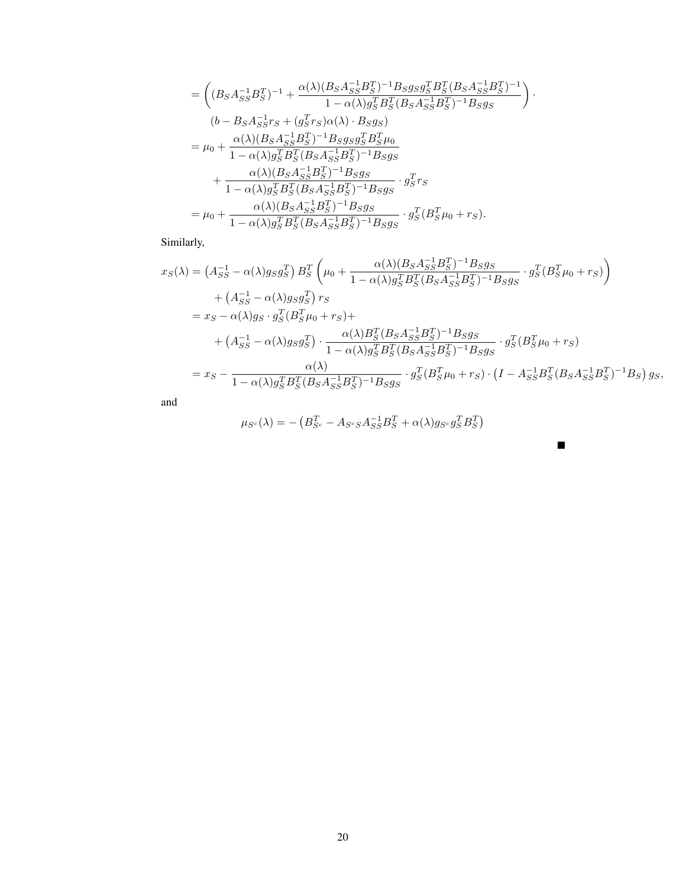$$
\begin{aligned}
&= \left( (B_S A_{SS}^{-1} B_S^T)^{-1} + \frac{\alpha(\lambda)(B_S A_{SS}^{-1} B_S^T)^{-1} B_S g_S g_S^T B_S^T (B_S A_{SS}^{-1} B_S^T)^{-1}}{1 - \alpha(\lambda) g_S^T B_S^T (B_S A_{SS}^{-1} B_S^T)^{-1} B_S g_S} \right) \cdot \\
&\quad (b - B_S A_{SS}^{-1} r_S + (g_S^T r_S)\alpha(\lambda) \cdot B_S g_S) \\
&= \mu_0 + \frac{\alpha(\lambda)(B_S A_{SS}^{-1} B_S^T)^{-1} B_S g_S g_S^T B_S^T \mu_0}{1 - \alpha(\lambda) g_S^T B_S^T (B_S A_{SS}^{-1} B_S^T)^{-1} B_S g_S} \\
&\quad + \frac{\alpha(\lambda)(B_S A_{SS}^{-1} B_S^T)^{-1} B_S g_S}{1 - \alpha(\lambda) g_S^T B_S^T (B_S A_{SS}^{-1} B_S^T)^{-1} B_S g_S} \cdot g_S^T r_S \\
&= \mu_0 + \frac{\alpha(\lambda)(B_S A_{SS}^{-1} B_S^T)^{-1} B_S g_S}{1 - \alpha(\lambda) g_S^T B_S^T (B_S A_{SS}^{-1} B_S^T)^{-1} B_S g_S} \cdot g_S^T (B_S^T \mu_0 + r_S).
\end{aligned}
$$

Similarly,

$$
\begin{aligned}
x_S(\lambda) &= \left( A_{SS}^{-1} - \alpha(\lambda) g_S g_S^T \right) B_S^T \left( \mu_0 + \frac{\alpha(\lambda)(B_S A_{SS}^{-1} B_S^T)^{-1} B_S g_S}{1 - \alpha(\lambda) g_S^T B_S^T (B_S A_{SS}^{-1} B_S^T)^{-1} B_S g_S} \cdot g_S^T (B_S^T \mu_0 + r_S) \right) \\
&\quad + \left( A_{SS}^{-1} - \alpha(\lambda) g_S g_S^T \right) r_S \\
&= x_S - \alpha(\lambda) g_S \cdot g_S^T (B_S^T \mu_0 + r_S) + \\
&\quad + \left( A_{SS}^{-1} - \alpha(\lambda) g_S g_S^T \right) \cdot \frac{\alpha(\lambda) B_S^T (B_S A_{SS}^{-1} B_S^T)^{-1} B_S g_S}{1 - \alpha(\lambda) g_S^T B_S^T (B_S A_{SS}^{-1} B_S^T)^{-1} B_S g_S} \cdot g_S^T (B_S^T \mu_0 + r_S) \\
&= x_S - \frac{\alpha(\lambda)}{1 - \alpha(\lambda) g_S^T B_S^T (B_S A_{SS}^{-1} B_S^T)^{-1} B_S g_S} \cdot g_S^T (B_S^T \mu_0 + r_S) \cdot \left( I - A_{SS}^{-1} B_S^T (B_S A_{SS}^{-1} B_S^T)^{-1} B_S \right) g_S,
\end{aligned}
$$

and

$$
\mu_{S^c}(\lambda) = -\left( B_{S^c}^T - A_{S^c S} A_{SS}^{-1} B_S^T + \alpha(\lambda) g_{S^c} g_S^T B_S^T \right)
$$

∎